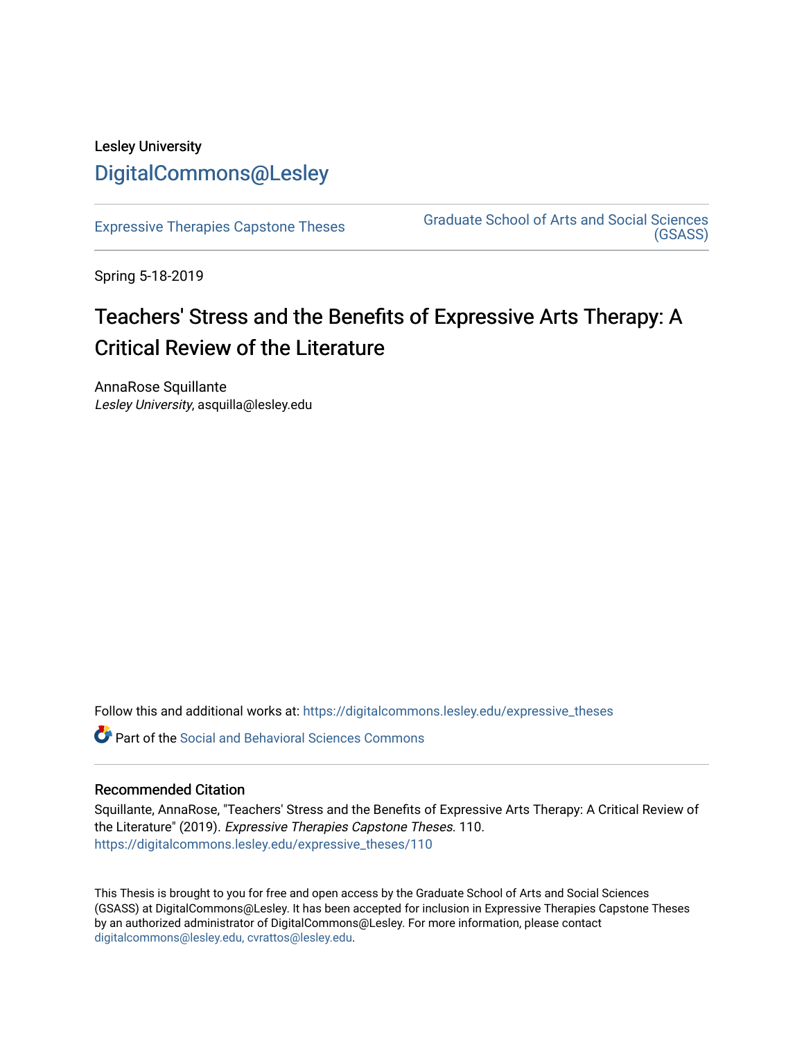Lesley University

DigitalCommons@Lesley

Expressive Therapies Capstone Theses

Graduate School of Arts and Social Sciences (GSASS)

Spring 5-18-2019

# Teachers' Stress and the Benefits of Expressive Arts Therapy: A Critical Review of the Literature

AnnaRose Squillante
*Lesley University*, asquilla@lesley.edu

Follow this and additional works at: https://digitalcommons.lesley.edu/expressive_theses

Part of the Social and Behavioral Sciences Commons

### Recommended Citation

Squillante, AnnaRose, "Teachers' Stress and the Benefits of Expressive Arts Therapy: A Critical Review of the Literature" (2019). *Expressive Therapies Capstone Theses*. 110.
https://digitalcommons.lesley.edu/expressive_theses/110

This Thesis is brought to you for free and open access by the Graduate School of Arts and Social Sciences (GSASS) at DigitalCommons@Lesley. It has been accepted for inclusion in Expressive Therapies Capstone Theses by an authorized administrator of DigitalCommons@Lesley. For more information, please contact digitalcommons@lesley.edu, cvrattos@lesley.edu.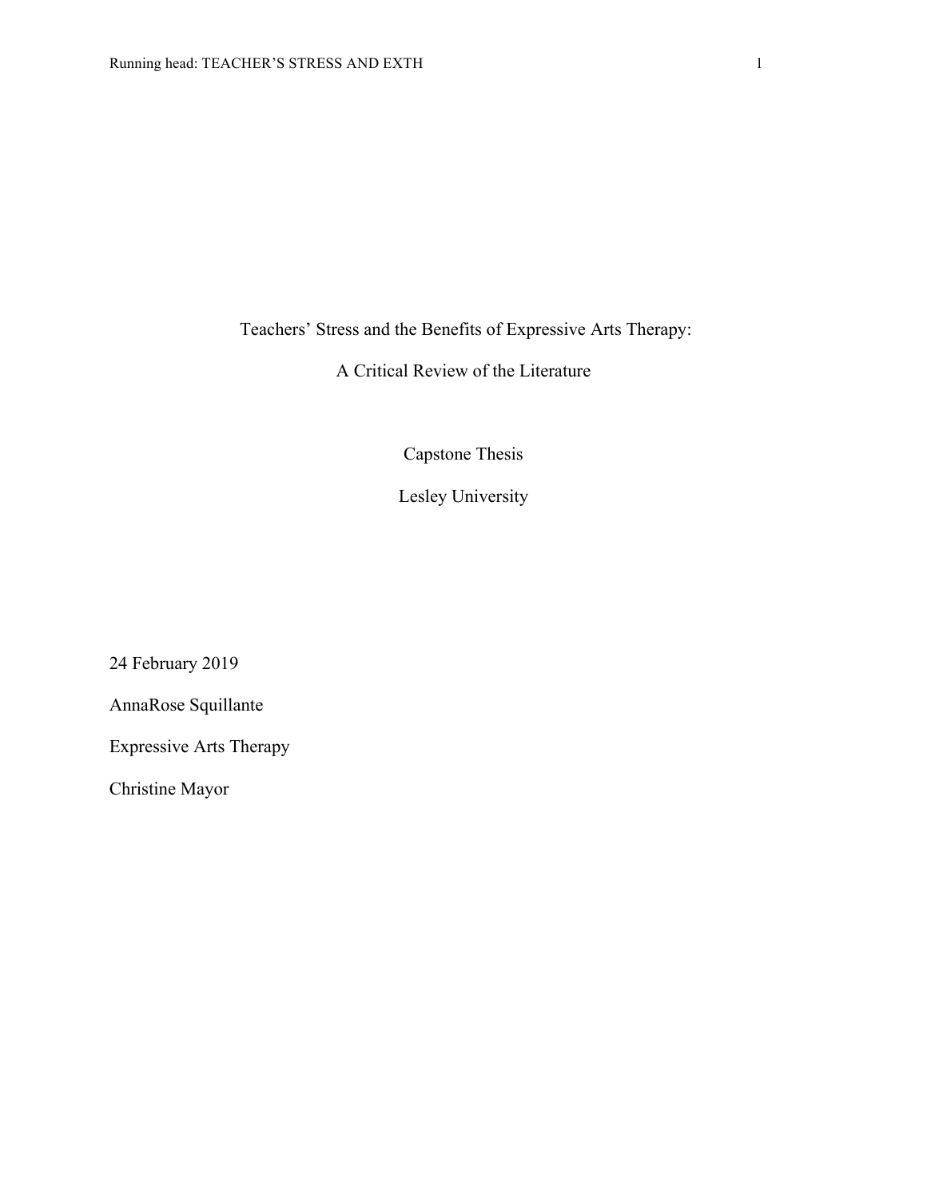# Teachers' Stress and the Benefits of Expressive Arts Therapy:

# A Critical Review of the Literature

Capstone Thesis

Lesley University

24 February 2019

AnnaRose Squillante

Expressive Arts Therapy

Christine Mayor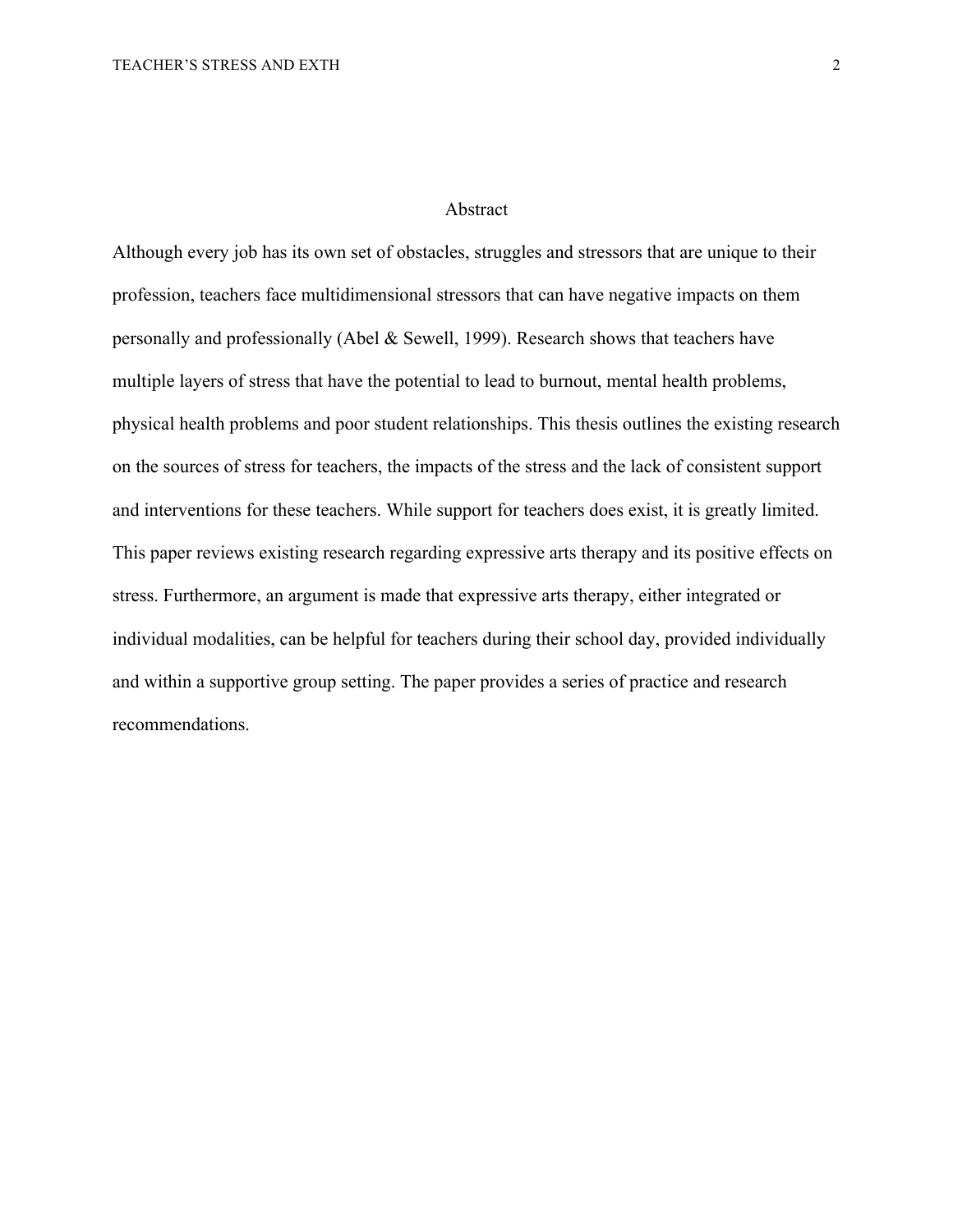# Abstract

Although every job has its own set of obstacles, struggles and stressors that are unique to their profession, teachers face multidimensional stressors that can have negative impacts on them personally and professionally (Abel & Sewell, 1999). Research shows that teachers have multiple layers of stress that have the potential to lead to burnout, mental health problems, physical health problems and poor student relationships. This thesis outlines the existing research on the sources of stress for teachers, the impacts of the stress and the lack of consistent support and interventions for these teachers. While support for teachers does exist, it is greatly limited. This paper reviews existing research regarding expressive arts therapy and its positive effects on stress. Furthermore, an argument is made that expressive arts therapy, either integrated or individual modalities, can be helpful for teachers during their school day, provided individually and within a supportive group setting. The paper provides a series of practice and research recommendations.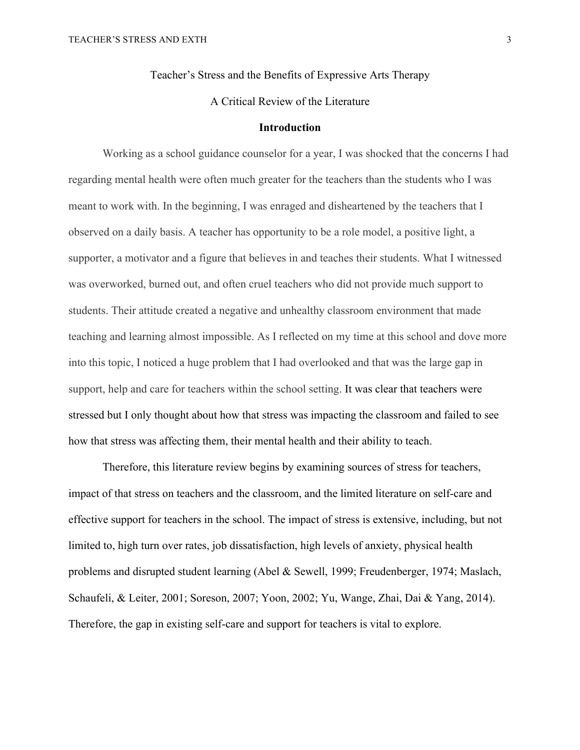Teacher's Stress and the Benefits of Expressive Arts Therapy

A Critical Review of the Literature

## Introduction

Working as a school guidance counselor for a year, I was shocked that the concerns I had regarding mental health were often much greater for the teachers than the students who I was meant to work with. In the beginning, I was enraged and disheartened by the teachers that I observed on a daily basis. A teacher has opportunity to be a role model, a positive light, a supporter, a motivator and a figure that believes in and teaches their students. What I witnessed was overworked, burned out, and often cruel teachers who did not provide much support to students. Their attitude created a negative and unhealthy classroom environment that made teaching and learning almost impossible. As I reflected on my time at this school and dove more into this topic, I noticed a huge problem that I had overlooked and that was the large gap in support, help and care for teachers within the school setting. It was clear that teachers were stressed but I only thought about how that stress was impacting the classroom and failed to see how that stress was affecting them, their mental health and their ability to teach.

Therefore, this literature review begins by examining sources of stress for teachers, impact of that stress on teachers and the classroom, and the limited literature on self-care and effective support for teachers in the school. The impact of stress is extensive, including, but not limited to, high turn over rates, job dissatisfaction, high levels of anxiety, physical health problems and disrupted student learning (Abel & Sewell, 1999; Freudenberger, 1974; Maslach, Schaufeli, & Leiter, 2001; Soreson, 2007; Yoon, 2002; Yu, Wange, Zhai, Dai & Yang, 2014). Therefore, the gap in existing self-care and support for teachers is vital to explore.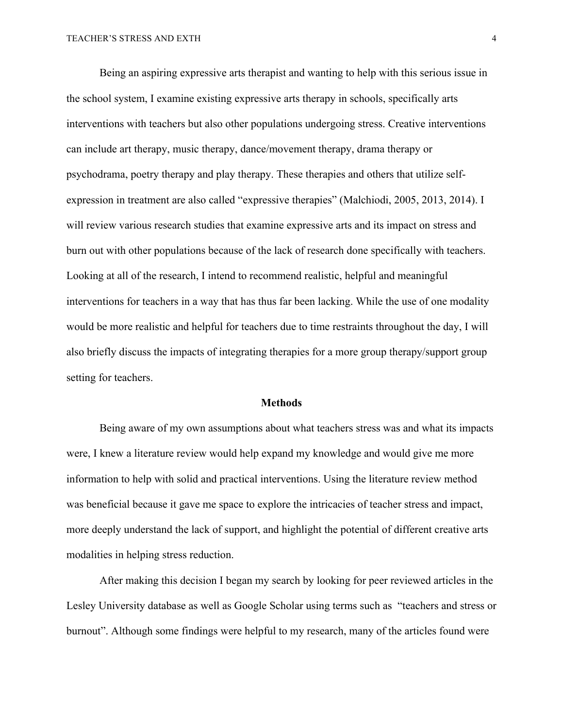Being an aspiring expressive arts therapist and wanting to help with this serious issue in the school system, I examine existing expressive arts therapy in schools, specifically arts interventions with teachers but also other populations undergoing stress. Creative interventions can include art therapy, music therapy, dance/movement therapy, drama therapy or psychodrama, poetry therapy and play therapy. These therapies and others that utilize self-expression in treatment are also called "expressive therapies" (Malchiodi, 2005, 2013, 2014). I will review various research studies that examine expressive arts and its impact on stress and burn out with other populations because of the lack of research done specifically with teachers. Looking at all of the research, I intend to recommend realistic, helpful and meaningful interventions for teachers in a way that has thus far been lacking. While the use of one modality would be more realistic and helpful for teachers due to time restraints throughout the day, I will also briefly discuss the impacts of integrating therapies for a more group therapy/support group setting for teachers.

## Methods

Being aware of my own assumptions about what teachers stress was and what its impacts were, I knew a literature review would help expand my knowledge and would give me more information to help with solid and practical interventions. Using the literature review method was beneficial because it gave me space to explore the intricacies of teacher stress and impact, more deeply understand the lack of support, and highlight the potential of different creative arts modalities in helping stress reduction.

After making this decision I began my search by looking for peer reviewed articles in the Lesley University database as well as Google Scholar using terms such as "teachers and stress or burnout". Although some findings were helpful to my research, many of the articles found were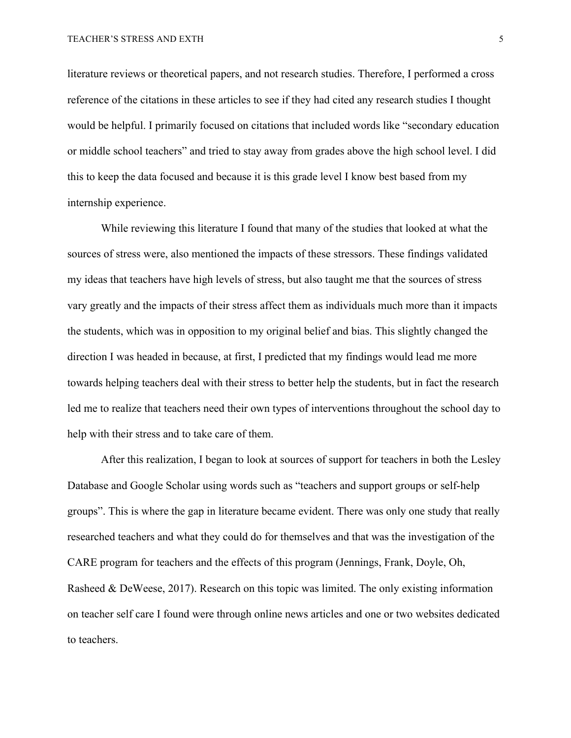literature reviews or theoretical papers, and not research studies. Therefore, I performed a cross reference of the citations in these articles to see if they had cited any research studies I thought would be helpful. I primarily focused on citations that included words like "secondary education or middle school teachers" and tried to stay away from grades above the high school level. I did this to keep the data focused and because it is this grade level I know best based from my internship experience.

While reviewing this literature I found that many of the studies that looked at what the sources of stress were, also mentioned the impacts of these stressors. These findings validated my ideas that teachers have high levels of stress, but also taught me that the sources of stress vary greatly and the impacts of their stress affect them as individuals much more than it impacts the students, which was in opposition to my original belief and bias. This slightly changed the direction I was headed in because, at first, I predicted that my findings would lead me more towards helping teachers deal with their stress to better help the students, but in fact the research led me to realize that teachers need their own types of interventions throughout the school day to help with their stress and to take care of them.

After this realization, I began to look at sources of support for teachers in both the Lesley Database and Google Scholar using words such as "teachers and support groups or self-help groups". This is where the gap in literature became evident. There was only one study that really researched teachers and what they could do for themselves and that was the investigation of the CARE program for teachers and the effects of this program (Jennings, Frank, Doyle, Oh, Rasheed & DeWeese, 2017). Research on this topic was limited. The only existing information on teacher self care I found were through online news articles and one or two websites dedicated to teachers.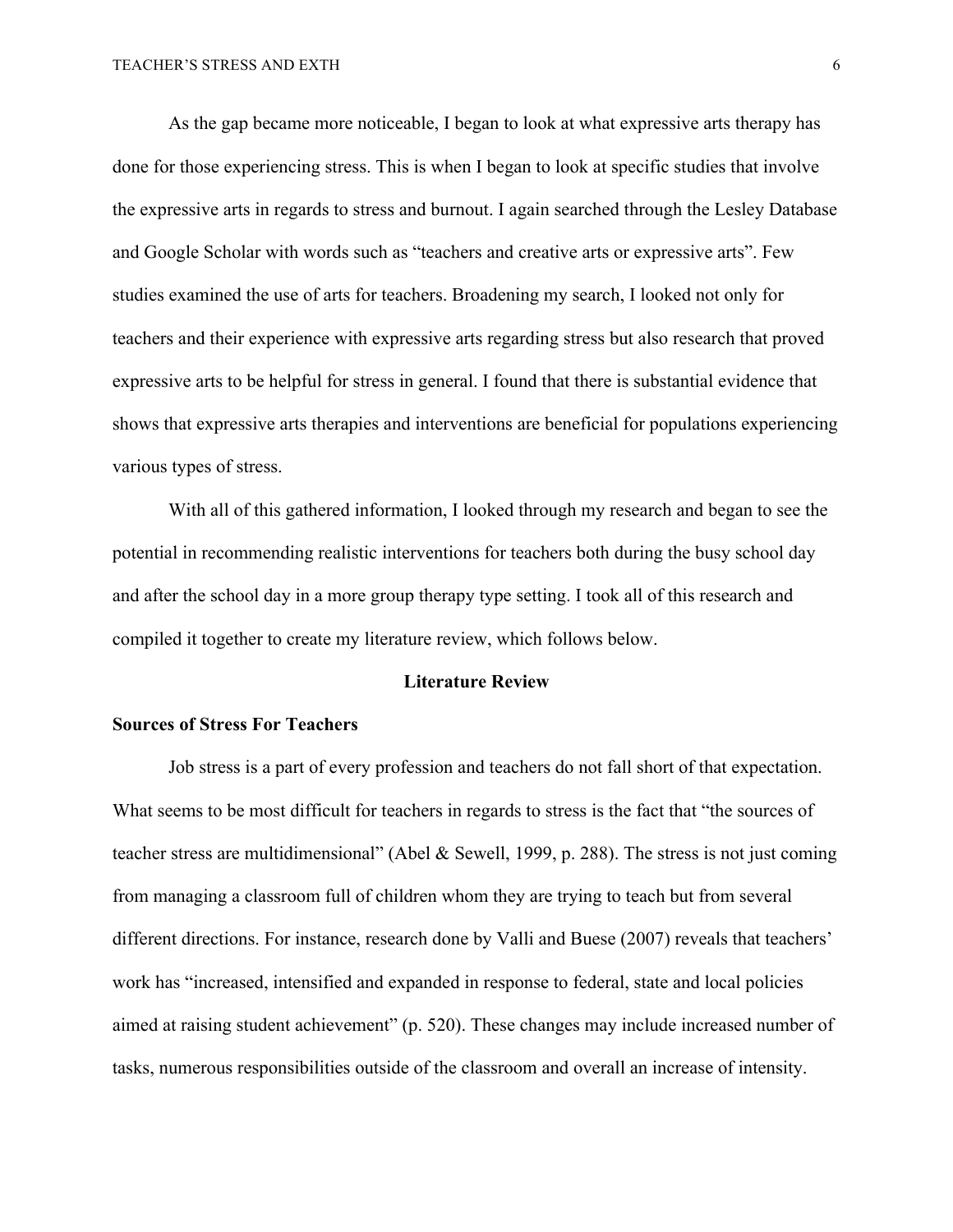As the gap became more noticeable, I began to look at what expressive arts therapy has done for those experiencing stress. This is when I began to look at specific studies that involve the expressive arts in regards to stress and burnout. I again searched through the Lesley Database and Google Scholar with words such as "teachers and creative arts or expressive arts". Few studies examined the use of arts for teachers. Broadening my search, I looked not only for teachers and their experience with expressive arts regarding stress but also research that proved expressive arts to be helpful for stress in general. I found that there is substantial evidence that shows that expressive arts therapies and interventions are beneficial for populations experiencing various types of stress.

With all of this gathered information, I looked through my research and began to see the potential in recommending realistic interventions for teachers both during the busy school day and after the school day in a more group therapy type setting. I took all of this research and compiled it together to create my literature review, which follows below.

## Literature Review

### Sources of Stress For Teachers

Job stress is a part of every profession and teachers do not fall short of that expectation. What seems to be most difficult for teachers in regards to stress is the fact that "the sources of teacher stress are multidimensional" (Abel & Sewell, 1999, p. 288). The stress is not just coming from managing a classroom full of children whom they are trying to teach but from several different directions. For instance, research done by Valli and Buese (2007) reveals that teachers' work has "increased, intensified and expanded in response to federal, state and local policies aimed at raising student achievement" (p. 520). These changes may include increased number of tasks, numerous responsibilities outside of the classroom and overall an increase of intensity.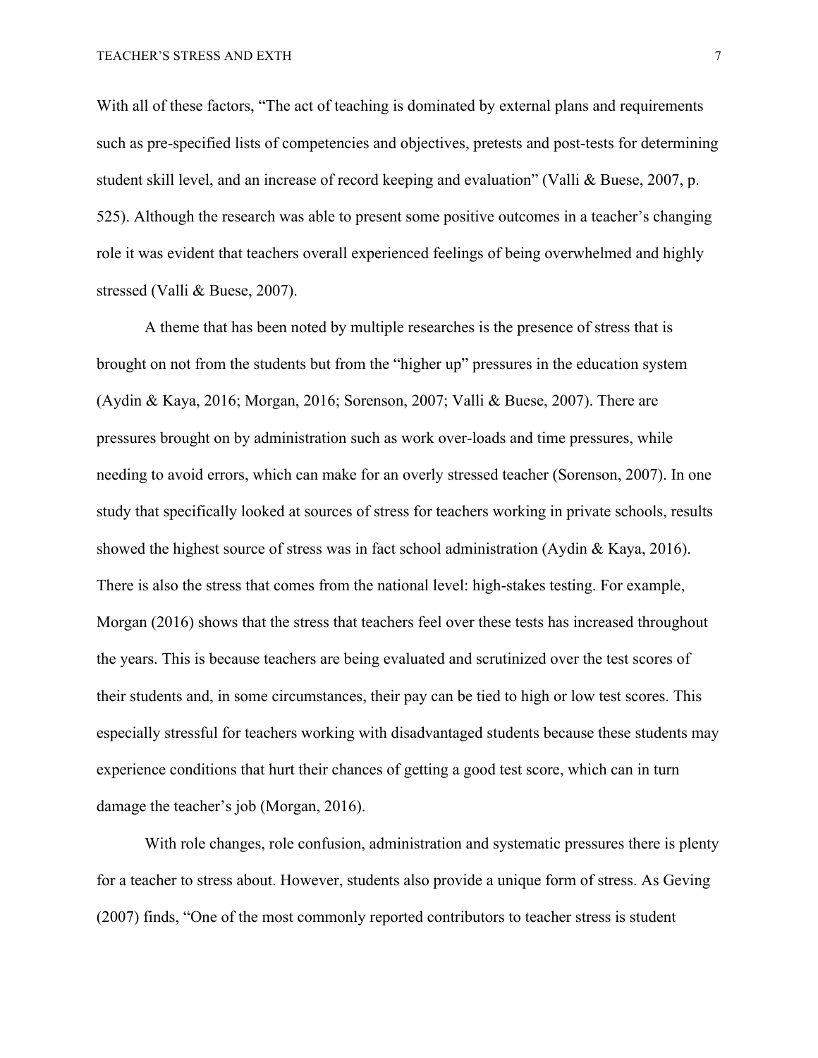With all of these factors, “The act of teaching is dominated by external plans and requirements such as pre-specified lists of competencies and objectives, pretests and post-tests for determining student skill level, and an increase of record keeping and evaluation” (Valli & Buese, 2007, p. 525). Although the research was able to present some positive outcomes in a teacher’s changing role it was evident that teachers overall experienced feelings of being overwhelmed and highly stressed (Valli & Buese, 2007).

A theme that has been noted by multiple researches is the presence of stress that is brought on not from the students but from the “higher up” pressures in the education system (Aydin & Kaya, 2016; Morgan, 2016; Sorenson, 2007; Valli & Buese, 2007). There are pressures brought on by administration such as work over-loads and time pressures, while needing to avoid errors, which can make for an overly stressed teacher (Sorenson, 2007). In one study that specifically looked at sources of stress for teachers working in private schools, results showed the highest source of stress was in fact school administration (Aydin & Kaya, 2016). There is also the stress that comes from the national level: high-stakes testing. For example, Morgan (2016) shows that the stress that teachers feel over these tests has increased throughout the years. This is because teachers are being evaluated and scrutinized over the test scores of their students and, in some circumstances, their pay can be tied to high or low test scores. This especially stressful for teachers working with disadvantaged students because these students may experience conditions that hurt their chances of getting a good test score, which can in turn damage the teacher’s job (Morgan, 2016).

With role changes, role confusion, administration and systematic pressures there is plenty for a teacher to stress about. However, students also provide a unique form of stress. As Geving (2007) finds, “One of the most commonly reported contributors to teacher stress is student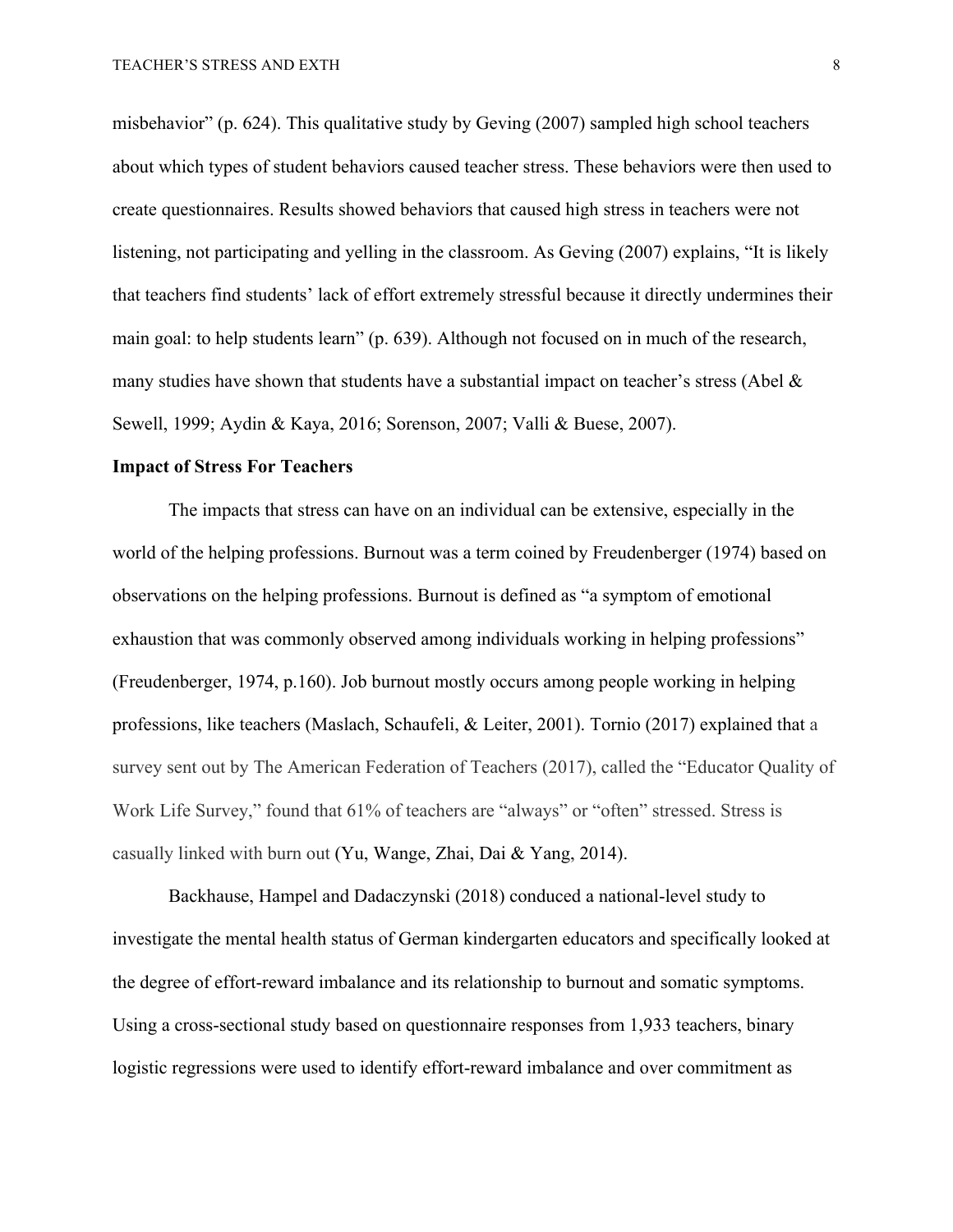misbehavior" (p. 624). This qualitative study by Geving (2007) sampled high school teachers about which types of student behaviors caused teacher stress. These behaviors were then used to create questionnaires. Results showed behaviors that caused high stress in teachers were not listening, not participating and yelling in the classroom. As Geving (2007) explains, "It is likely that teachers find students' lack of effort extremely stressful because it directly undermines their main goal: to help students learn" (p. 639). Although not focused on in much of the research, many studies have shown that students have a substantial impact on teacher's stress (Abel & Sewell, 1999; Aydin & Kaya, 2016; Sorenson, 2007; Valli & Buese, 2007).

**Impact of Stress For Teachers**

The impacts that stress can have on an individual can be extensive, especially in the world of the helping professions. Burnout was a term coined by Freudenberger (1974) based on observations on the helping professions. Burnout is defined as "a symptom of emotional exhaustion that was commonly observed among individuals working in helping professions" (Freudenberger, 1974, p.160). Job burnout mostly occurs among people working in helping professions, like teachers (Maslach, Schaufeli, & Leiter, 2001). Tornio (2017) explained that a survey sent out by The American Federation of Teachers (2017), called the "Educator Quality of Work Life Survey," found that 61% of teachers are "always" or "often" stressed. Stress is casually linked with burn out (Yu, Wange, Zhai, Dai & Yang, 2014).

Backhause, Hampel and Dadaczynski (2018) conduced a national-level study to investigate the mental health status of German kindergarten educators and specifically looked at the degree of effort-reward imbalance and its relationship to burnout and somatic symptoms. Using a cross-sectional study based on questionnaire responses from 1,933 teachers, binary logistic regressions were used to identify effort-reward imbalance and over commitment as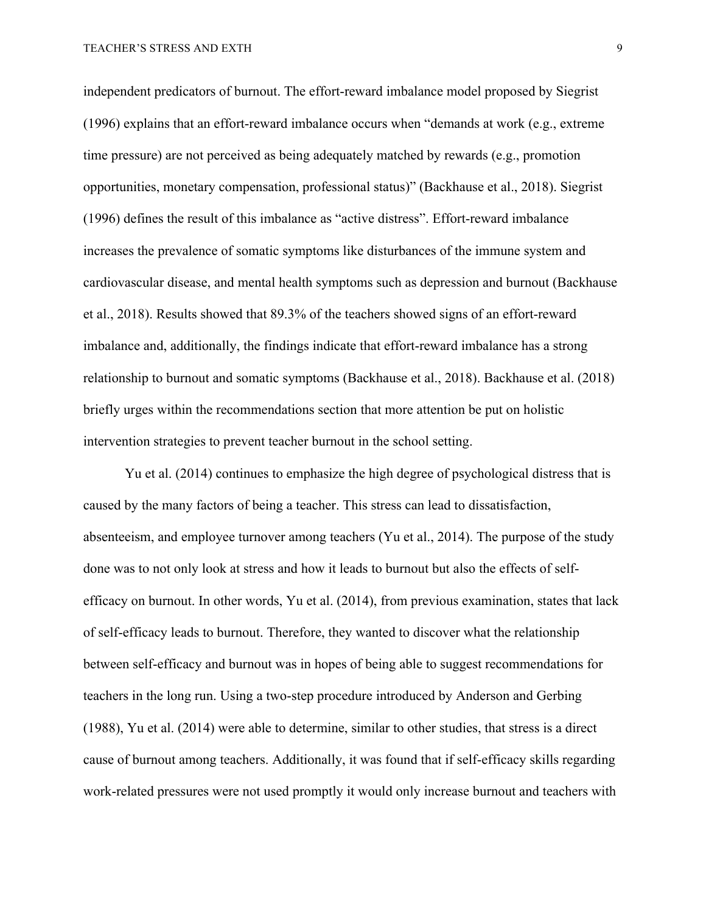independent predicators of burnout. The effort-reward imbalance model proposed by Siegrist (1996) explains that an effort-reward imbalance occurs when "demands at work (e.g., extreme time pressure) are not perceived as being adequately matched by rewards (e.g., promotion opportunities, monetary compensation, professional status)" (Backhause et al., 2018). Siegrist (1996) defines the result of this imbalance as "active distress". Effort-reward imbalance increases the prevalence of somatic symptoms like disturbances of the immune system and cardiovascular disease, and mental health symptoms such as depression and burnout (Backhause et al., 2018). Results showed that 89.3% of the teachers showed signs of an effort-reward imbalance and, additionally, the findings indicate that effort-reward imbalance has a strong relationship to burnout and somatic symptoms (Backhause et al., 2018). Backhause et al. (2018) briefly urges within the recommendations section that more attention be put on holistic intervention strategies to prevent teacher burnout in the school setting.

Yu et al. (2014) continues to emphasize the high degree of psychological distress that is caused by the many factors of being a teacher. This stress can lead to dissatisfaction, absenteeism, and employee turnover among teachers (Yu et al., 2014). The purpose of the study done was to not only look at stress and how it leads to burnout but also the effects of self-efficacy on burnout. In other words, Yu et al. (2014), from previous examination, states that lack of self-efficacy leads to burnout. Therefore, they wanted to discover what the relationship between self-efficacy and burnout was in hopes of being able to suggest recommendations for teachers in the long run. Using a two-step procedure introduced by Anderson and Gerbing (1988), Yu et al. (2014) were able to determine, similar to other studies, that stress is a direct cause of burnout among teachers. Additionally, it was found that if self-efficacy skills regarding work-related pressures were not used promptly it would only increase burnout and teachers with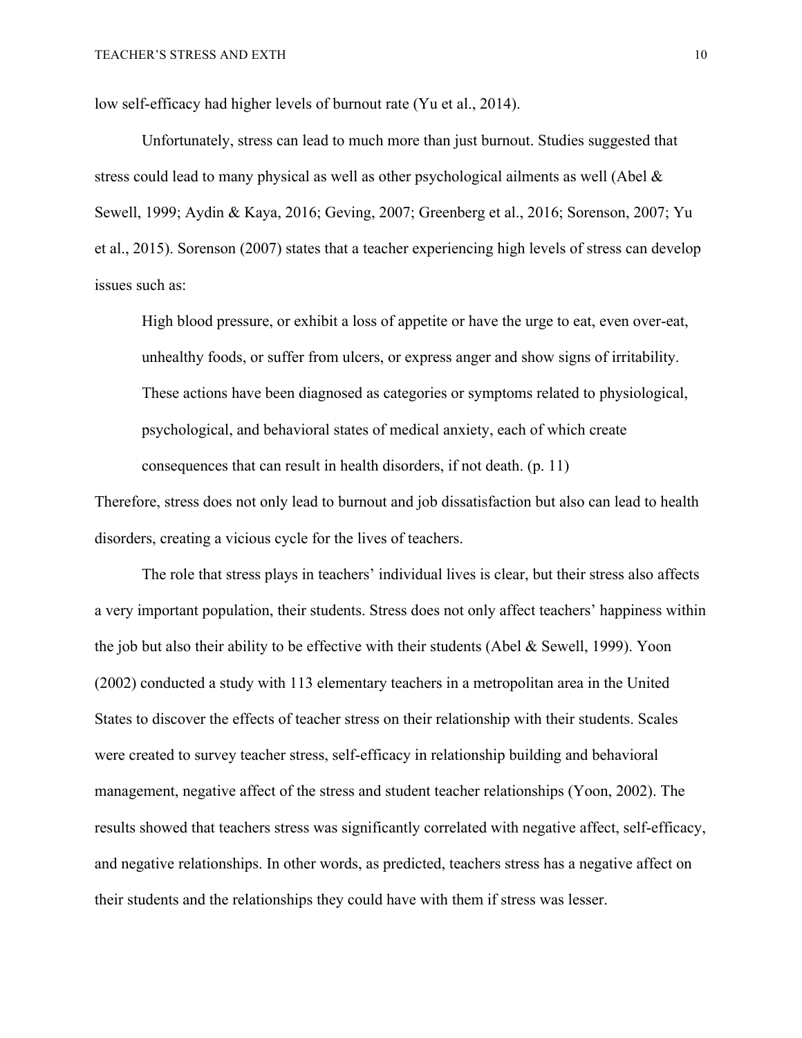low self-efficacy had higher levels of burnout rate (Yu et al., 2014).

Unfortunately, stress can lead to much more than just burnout. Studies suggested that stress could lead to many physical as well as other psychological ailments as well (Abel & Sewell, 1999; Aydin & Kaya, 2016; Geving, 2007; Greenberg et al., 2016; Sorenson, 2007; Yu et al., 2015). Sorenson (2007) states that a teacher experiencing high levels of stress can develop issues such as:

> High blood pressure, or exhibit a loss of appetite or have the urge to eat, even over-eat, unhealthy foods, or suffer from ulcers, or express anger and show signs of irritability. These actions have been diagnosed as categories or symptoms related to physiological, psychological, and behavioral states of medical anxiety, each of which create consequences that can result in health disorders, if not death. (p. 11)

Therefore, stress does not only lead to burnout and job dissatisfaction but also can lead to health disorders, creating a vicious cycle for the lives of teachers.

The role that stress plays in teachers' individual lives is clear, but their stress also affects a very important population, their students. Stress does not only affect teachers' happiness within the job but also their ability to be effective with their students (Abel & Sewell, 1999). Yoon (2002) conducted a study with 113 elementary teachers in a metropolitan area in the United States to discover the effects of teacher stress on their relationship with their students. Scales were created to survey teacher stress, self-efficacy in relationship building and behavioral management, negative affect of the stress and student teacher relationships (Yoon, 2002). The results showed that teachers stress was significantly correlated with negative affect, self-efficacy, and negative relationships. In other words, as predicted, teachers stress has a negative affect on their students and the relationships they could have with them if stress was lesser.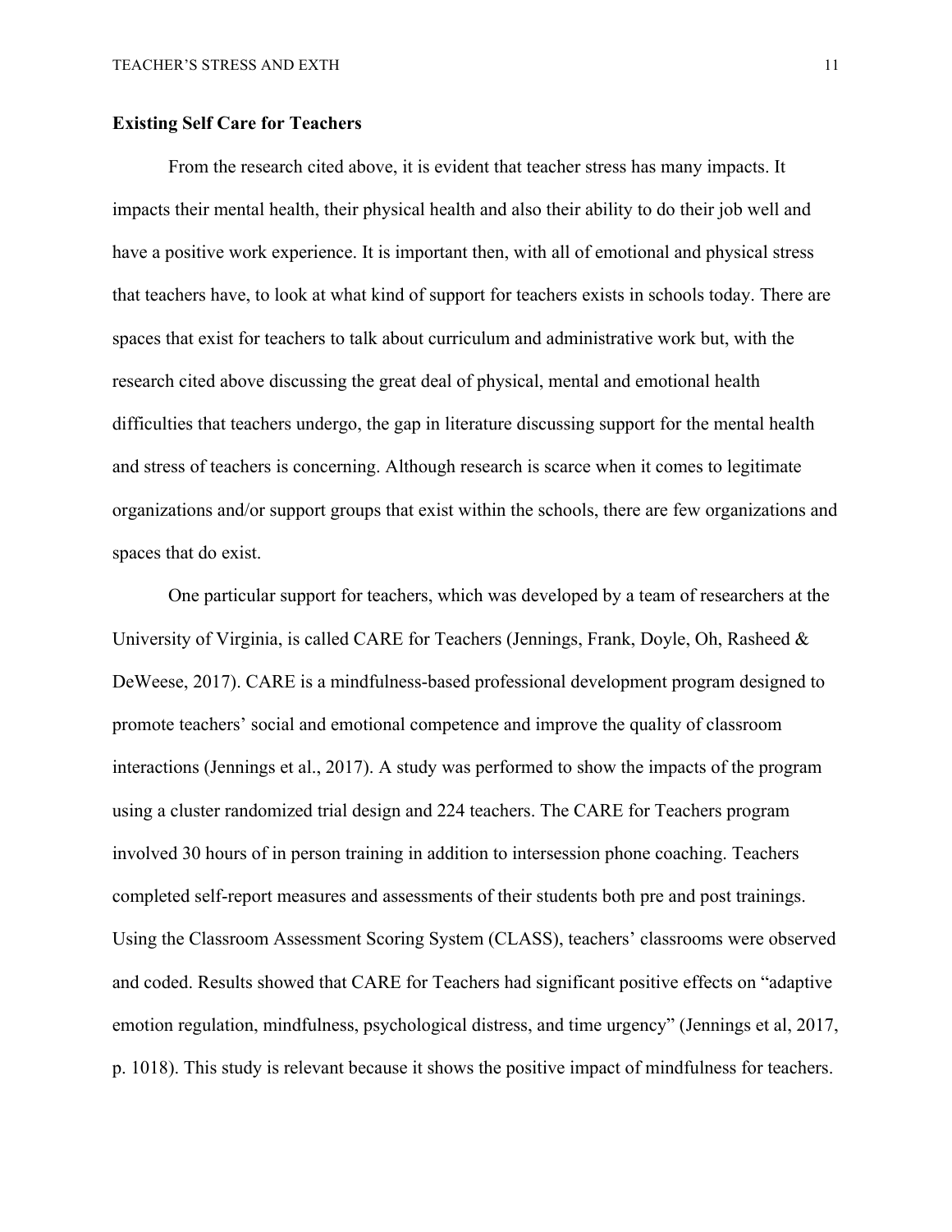## Existing Self Care for Teachers

From the research cited above, it is evident that teacher stress has many impacts. It impacts their mental health, their physical health and also their ability to do their job well and have a positive work experience. It is important then, with all of emotional and physical stress that teachers have, to look at what kind of support for teachers exists in schools today. There are spaces that exist for teachers to talk about curriculum and administrative work but, with the research cited above discussing the great deal of physical, mental and emotional health difficulties that teachers undergo, the gap in literature discussing support for the mental health and stress of teachers is concerning. Although research is scarce when it comes to legitimate organizations and/or support groups that exist within the schools, there are few organizations and spaces that do exist.

One particular support for teachers, which was developed by a team of researchers at the University of Virginia, is called CARE for Teachers (Jennings, Frank, Doyle, Oh, Rasheed & DeWeese, 2017). CARE is a mindfulness-based professional development program designed to promote teachers' social and emotional competence and improve the quality of classroom interactions (Jennings et al., 2017). A study was performed to show the impacts of the program using a cluster randomized trial design and 224 teachers. The CARE for Teachers program involved 30 hours of in person training in addition to intersession phone coaching. Teachers completed self-report measures and assessments of their students both pre and post trainings. Using the Classroom Assessment Scoring System (CLASS), teachers' classrooms were observed and coded. Results showed that CARE for Teachers had significant positive effects on "adaptive emotion regulation, mindfulness, psychological distress, and time urgency" (Jennings et al, 2017, p. 1018). This study is relevant because it shows the positive impact of mindfulness for teachers.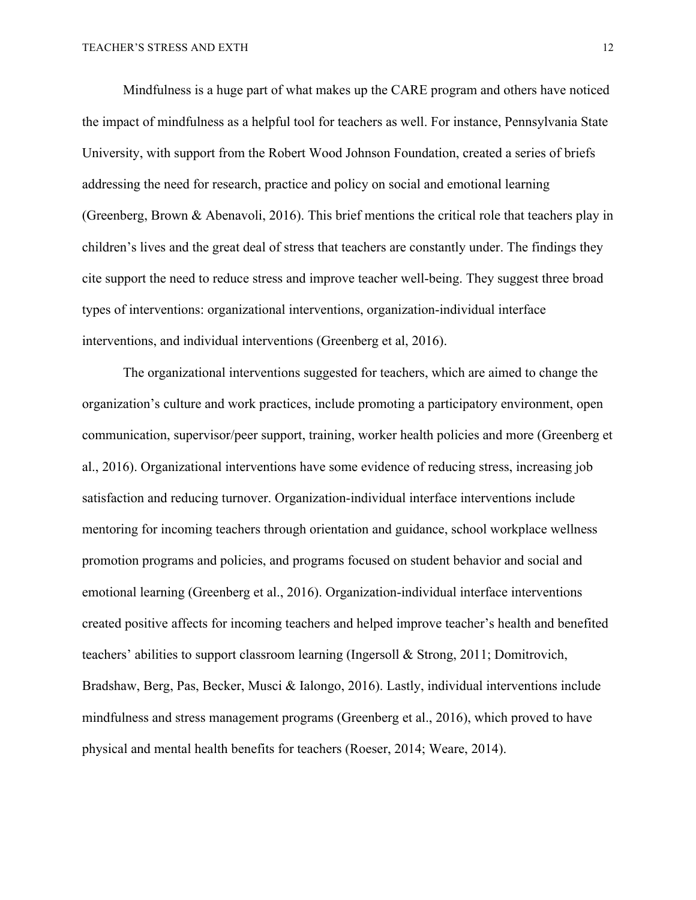Mindfulness is a huge part of what makes up the CARE program and others have noticed the impact of mindfulness as a helpful tool for teachers as well. For instance, Pennsylvania State University, with support from the Robert Wood Johnson Foundation, created a series of briefs addressing the need for research, practice and policy on social and emotional learning (Greenberg, Brown & Abenavoli, 2016). This brief mentions the critical role that teachers play in children's lives and the great deal of stress that teachers are constantly under. The findings they cite support the need to reduce stress and improve teacher well-being. They suggest three broad types of interventions: organizational interventions, organization-individual interface interventions, and individual interventions (Greenberg et al, 2016).

The organizational interventions suggested for teachers, which are aimed to change the organization's culture and work practices, include promoting a participatory environment, open communication, supervisor/peer support, training, worker health policies and more (Greenberg et al., 2016). Organizational interventions have some evidence of reducing stress, increasing job satisfaction and reducing turnover. Organization-individual interface interventions include mentoring for incoming teachers through orientation and guidance, school workplace wellness promotion programs and policies, and programs focused on student behavior and social and emotional learning (Greenberg et al., 2016). Organization-individual interface interventions created positive affects for incoming teachers and helped improve teacher's health and benefited teachers' abilities to support classroom learning (Ingersoll & Strong, 2011; Domitrovich, Bradshaw, Berg, Pas, Becker, Musci & Ialongo, 2016). Lastly, individual interventions include mindfulness and stress management programs (Greenberg et al., 2016), which proved to have physical and mental health benefits for teachers (Roeser, 2014; Weare, 2014).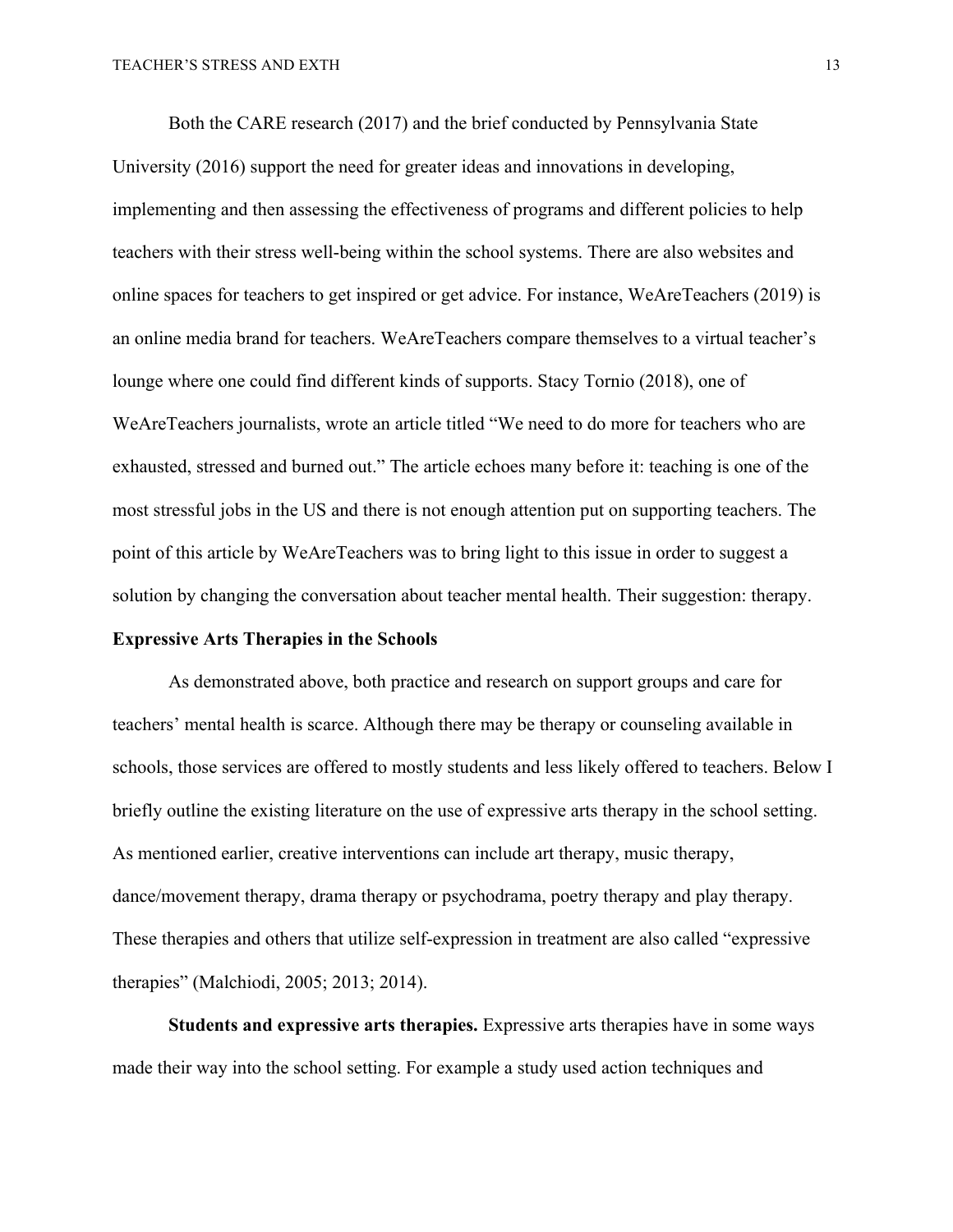Both the CARE research (2017) and the brief conducted by Pennsylvania State University (2016) support the need for greater ideas and innovations in developing, implementing and then assessing the effectiveness of programs and different policies to help teachers with their stress well-being within the school systems. There are also websites and online spaces for teachers to get inspired or get advice. For instance, WeAreTeachers (2019) is an online media brand for teachers. WeAreTeachers compare themselves to a virtual teacher's lounge where one could find different kinds of supports. Stacy Tornio (2018), one of WeAreTeachers journalists, wrote an article titled "We need to do more for teachers who are exhausted, stressed and burned out." The article echoes many before it: teaching is one of the most stressful jobs in the US and there is not enough attention put on supporting teachers. The point of this article by WeAreTeachers was to bring light to this issue in order to suggest a solution by changing the conversation about teacher mental health. Their suggestion: therapy.

## Expressive Arts Therapies in the Schools

As demonstrated above, both practice and research on support groups and care for teachers' mental health is scarce. Although there may be therapy or counseling available in schools, those services are offered to mostly students and less likely offered to teachers. Below I briefly outline the existing literature on the use of expressive arts therapy in the school setting. As mentioned earlier, creative interventions can include art therapy, music therapy, dance/movement therapy, drama therapy or psychodrama, poetry therapy and play therapy. These therapies and others that utilize self-expression in treatment are also called "expressive therapies" (Malchiodi, 2005; 2013; 2014).

**Students and expressive arts therapies.** Expressive arts therapies have in some ways made their way into the school setting. For example a study used action techniques and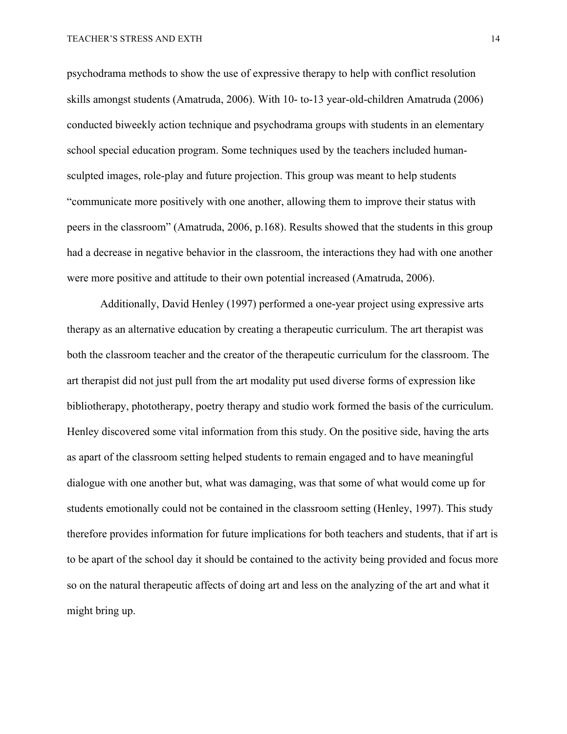psychodrama methods to show the use of expressive therapy to help with conflict resolution skills amongst students (Amatruda, 2006). With 10- to-13 year-old-children Amatruda (2006) conducted biweekly action technique and psychodrama groups with students in an elementary school special education program. Some techniques used by the teachers included human-sculpted images, role-play and future projection. This group was meant to help students "communicate more positively with one another, allowing them to improve their status with peers in the classroom" (Amatruda, 2006, p.168). Results showed that the students in this group had a decrease in negative behavior in the classroom, the interactions they had with one another were more positive and attitude to their own potential increased (Amatruda, 2006).

Additionally, David Henley (1997) performed a one-year project using expressive arts therapy as an alternative education by creating a therapeutic curriculum. The art therapist was both the classroom teacher and the creator of the therapeutic curriculum for the classroom. The art therapist did not just pull from the art modality put used diverse forms of expression like bibliotherapy, phototherapy, poetry therapy and studio work formed the basis of the curriculum. Henley discovered some vital information from this study. On the positive side, having the arts as apart of the classroom setting helped students to remain engaged and to have meaningful dialogue with one another but, what was damaging, was that some of what would come up for students emotionally could not be contained in the classroom setting (Henley, 1997). This study therefore provides information for future implications for both teachers and students, that if art is to be apart of the school day it should be contained to the activity being provided and focus more so on the natural therapeutic affects of doing art and less on the analyzing of the art and what it might bring up.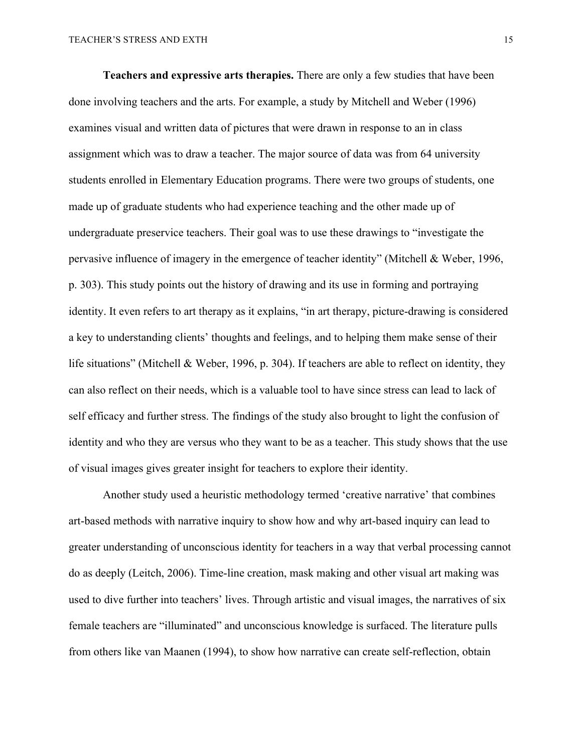**Teachers and expressive arts therapies.** There are only a few studies that have been done involving teachers and the arts. For example, a study by Mitchell and Weber (1996) examines visual and written data of pictures that were drawn in response to an in class assignment which was to draw a teacher. The major source of data was from 64 university students enrolled in Elementary Education programs. There were two groups of students, one made up of graduate students who had experience teaching and the other made up of undergraduate preservice teachers. Their goal was to use these drawings to "investigate the pervasive influence of imagery in the emergence of teacher identity" (Mitchell & Weber, 1996, p. 303). This study points out the history of drawing and its use in forming and portraying identity. It even refers to art therapy as it explains, "in art therapy, picture-drawing is considered a key to understanding clients' thoughts and feelings, and to helping them make sense of their life situations" (Mitchell & Weber, 1996, p. 304). If teachers are able to reflect on identity, they can also reflect on their needs, which is a valuable tool to have since stress can lead to lack of self efficacy and further stress. The findings of the study also brought to light the confusion of identity and who they are versus who they want to be as a teacher. This study shows that the use of visual images gives greater insight for teachers to explore their identity.

Another study used a heuristic methodology termed 'creative narrative' that combines art-based methods with narrative inquiry to show how and why art-based inquiry can lead to greater understanding of unconscious identity for teachers in a way that verbal processing cannot do as deeply (Leitch, 2006). Time-line creation, mask making and other visual art making was used to dive further into teachers' lives. Through artistic and visual images, the narratives of six female teachers are "illuminated" and unconscious knowledge is surfaced. The literature pulls from others like van Maanen (1994), to show how narrative can create self-reflection, obtain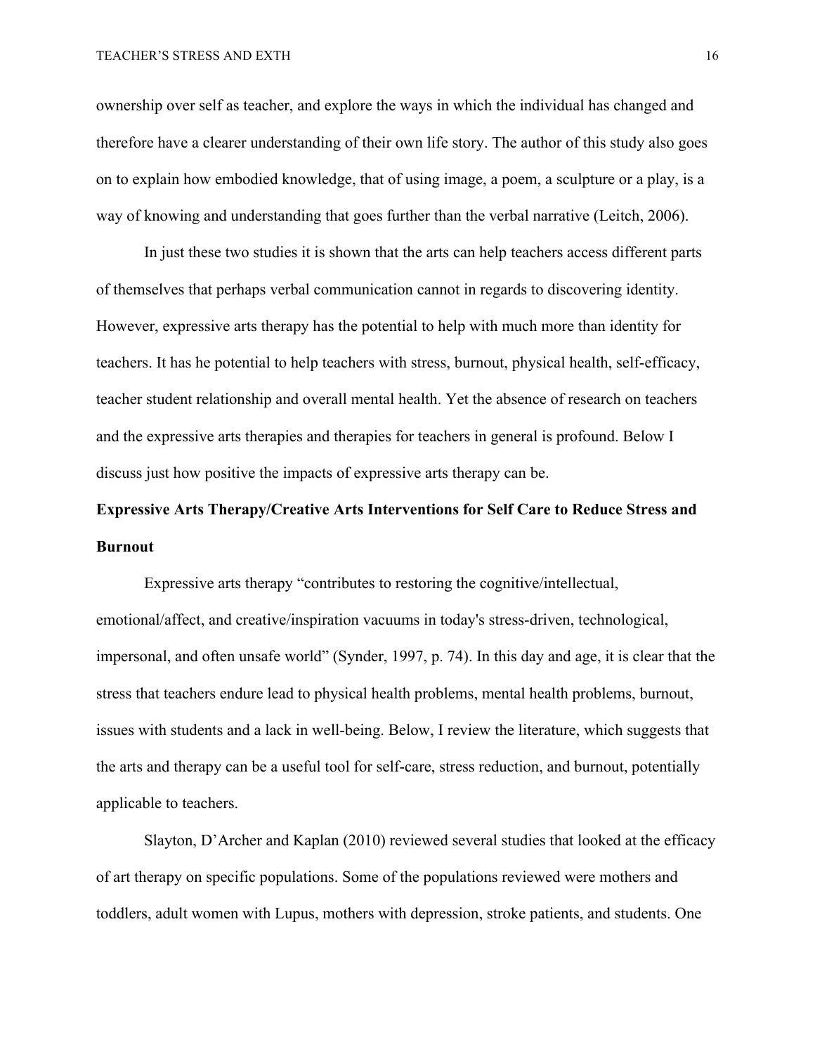ownership over self as teacher, and explore the ways in which the individual has changed and therefore have a clearer understanding of their own life story. The author of this study also goes on to explain how embodied knowledge, that of using image, a poem, a sculpture or a play, is a way of knowing and understanding that goes further than the verbal narrative (Leitch, 2006).

In just these two studies it is shown that the arts can help teachers access different parts of themselves that perhaps verbal communication cannot in regards to discovering identity. However, expressive arts therapy has the potential to help with much more than identity for teachers. It has he potential to help teachers with stress, burnout, physical health, self-efficacy, teacher student relationship and overall mental health. Yet the absence of research on teachers and the expressive arts therapies and therapies for teachers in general is profound. Below I discuss just how positive the impacts of expressive arts therapy can be.

**Expressive Arts Therapy/Creative Arts Interventions for Self Care to Reduce Stress and Burnout**

Expressive arts therapy "contributes to restoring the cognitive/intellectual, emotional/affect, and creative/inspiration vacuums in today's stress-driven, technological, impersonal, and often unsafe world" (Synder, 1997, p. 74). In this day and age, it is clear that the stress that teachers endure lead to physical health problems, mental health problems, burnout, issues with students and a lack in well-being. Below, I review the literature, which suggests that the arts and therapy can be a useful tool for self-care, stress reduction, and burnout, potentially applicable to teachers.

Slayton, D'Archer and Kaplan (2010) reviewed several studies that looked at the efficacy of art therapy on specific populations. Some of the populations reviewed were mothers and toddlers, adult women with Lupus, mothers with depression, stroke patients, and students. One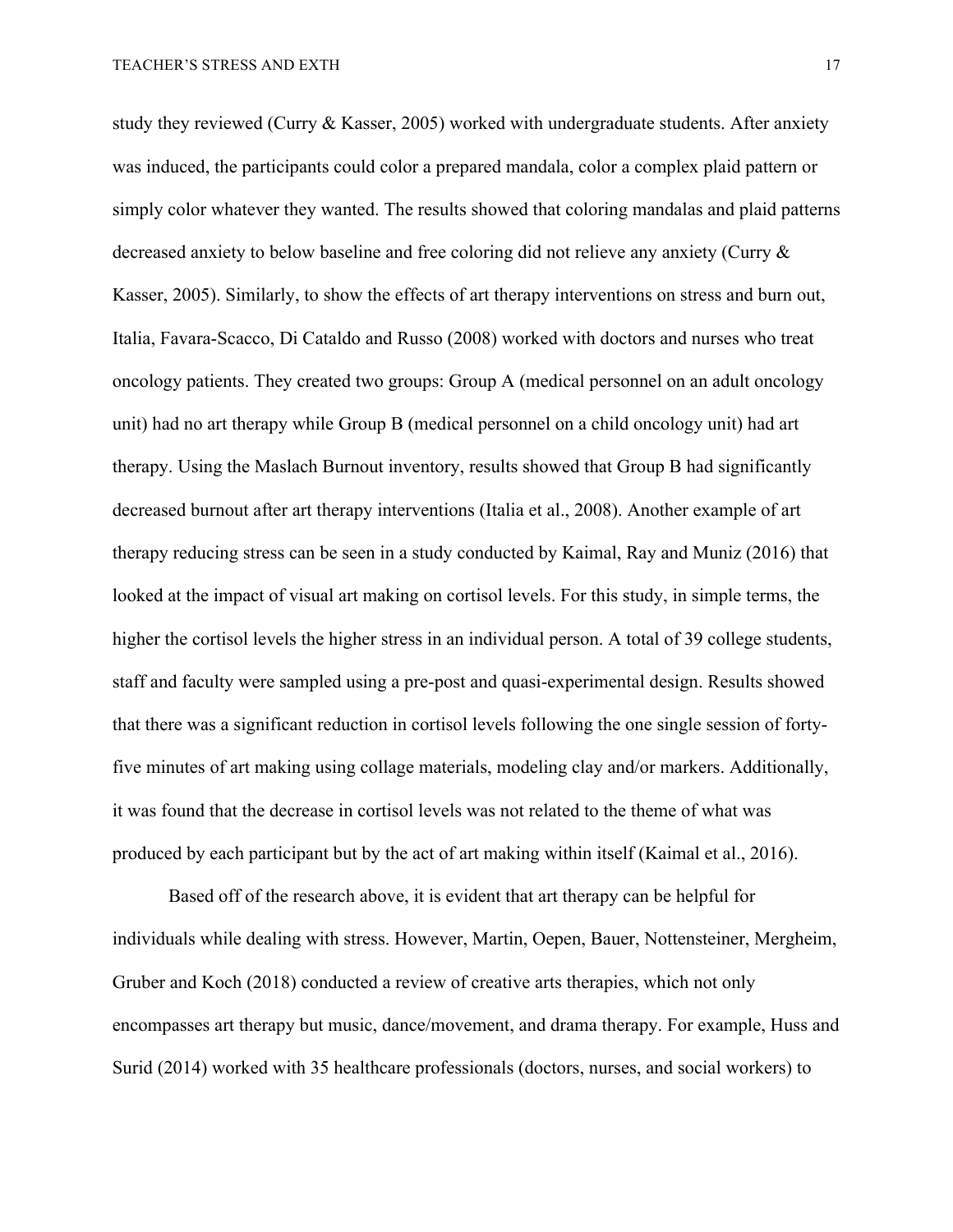study they reviewed (Curry & Kasser, 2005) worked with undergraduate students. After anxiety was induced, the participants could color a prepared mandala, color a complex plaid pattern or simply color whatever they wanted. The results showed that coloring mandalas and plaid patterns decreased anxiety to below baseline and free coloring did not relieve any anxiety (Curry & Kasser, 2005). Similarly, to show the effects of art therapy interventions on stress and burn out, Italia, Favara-Scacco, Di Cataldo and Russo (2008) worked with doctors and nurses who treat oncology patients. They created two groups: Group A (medical personnel on an adult oncology unit) had no art therapy while Group B (medical personnel on a child oncology unit) had art therapy. Using the Maslach Burnout inventory, results showed that Group B had significantly decreased burnout after art therapy interventions (Italia et al., 2008). Another example of art therapy reducing stress can be seen in a study conducted by Kaimal, Ray and Muniz (2016) that looked at the impact of visual art making on cortisol levels. For this study, in simple terms, the higher the cortisol levels the higher stress in an individual person. A total of 39 college students, staff and faculty were sampled using a pre-post and quasi-experimental design. Results showed that there was a significant reduction in cortisol levels following the one single session of forty-five minutes of art making using collage materials, modeling clay and/or markers. Additionally, it was found that the decrease in cortisol levels was not related to the theme of what was produced by each participant but by the act of art making within itself (Kaimal et al., 2016).

Based off of the research above, it is evident that art therapy can be helpful for individuals while dealing with stress. However, Martin, Oepen, Bauer, Nottensteiner, Mergheim, Gruber and Koch (2018) conducted a review of creative arts therapies, which not only encompasses art therapy but music, dance/movement, and drama therapy. For example, Huss and Surid (2014) worked with 35 healthcare professionals (doctors, nurses, and social workers) to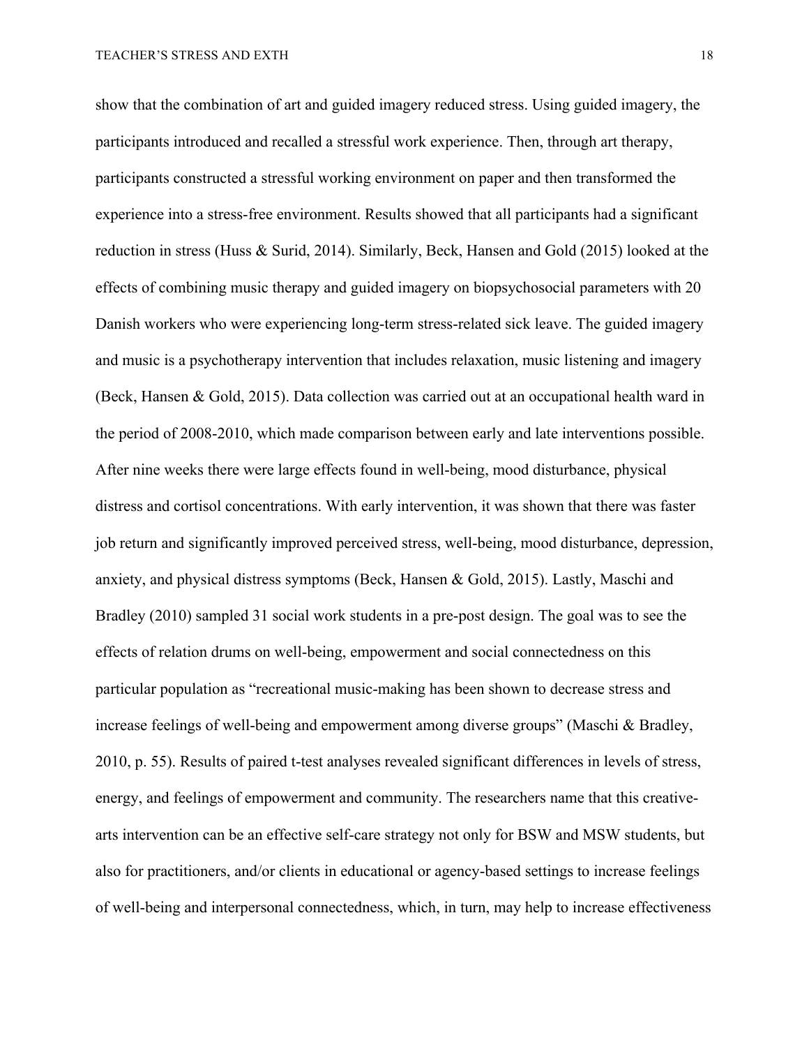show that the combination of art and guided imagery reduced stress. Using guided imagery, the participants introduced and recalled a stressful work experience. Then, through art therapy, participants constructed a stressful working environment on paper and then transformed the experience into a stress-free environment. Results showed that all participants had a significant reduction in stress (Huss & Surid, 2014). Similarly, Beck, Hansen and Gold (2015) looked at the effects of combining music therapy and guided imagery on biopsychosocial parameters with 20 Danish workers who were experiencing long-term stress-related sick leave. The guided imagery and music is a psychotherapy intervention that includes relaxation, music listening and imagery (Beck, Hansen & Gold, 2015). Data collection was carried out at an occupational health ward in the period of 2008-2010, which made comparison between early and late interventions possible. After nine weeks there were large effects found in well-being, mood disturbance, physical distress and cortisol concentrations. With early intervention, it was shown that there was faster job return and significantly improved perceived stress, well-being, mood disturbance, depression, anxiety, and physical distress symptoms (Beck, Hansen & Gold, 2015). Lastly, Maschi and Bradley (2010) sampled 31 social work students in a pre-post design. The goal was to see the effects of relation drums on well-being, empowerment and social connectedness on this particular population as "recreational music-making has been shown to decrease stress and increase feelings of well-being and empowerment among diverse groups" (Maschi & Bradley, 2010, p. 55). Results of paired t-test analyses revealed significant differences in levels of stress, energy, and feelings of empowerment and community. The researchers name that this creative-arts intervention can be an effective self-care strategy not only for BSW and MSW students, but also for practitioners, and/or clients in educational or agency-based settings to increase feelings of well-being and interpersonal connectedness, which, in turn, may help to increase effectiveness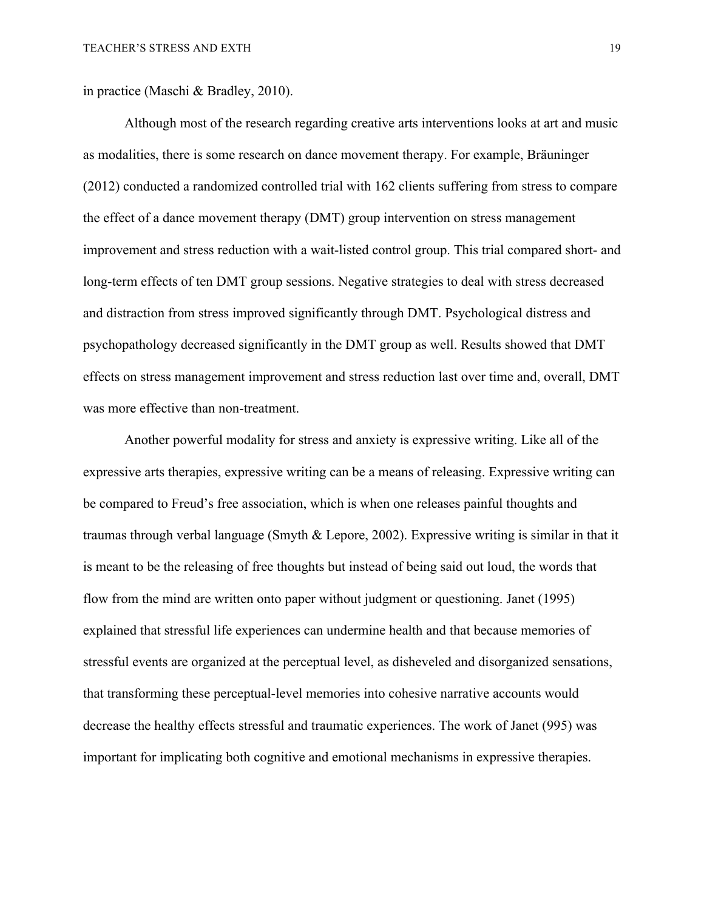in practice (Maschi & Bradley, 2010).

Although most of the research regarding creative arts interventions looks at art and music as modalities, there is some research on dance movement therapy. For example, Bräuninger (2012) conducted a randomized controlled trial with 162 clients suffering from stress to compare the effect of a dance movement therapy (DMT) group intervention on stress management improvement and stress reduction with a wait-listed control group. This trial compared short- and long-term effects of ten DMT group sessions. Negative strategies to deal with stress decreased and distraction from stress improved significantly through DMT. Psychological distress and psychopathology decreased significantly in the DMT group as well. Results showed that DMT effects on stress management improvement and stress reduction last over time and, overall, DMT was more effective than non-treatment.

Another powerful modality for stress and anxiety is expressive writing. Like all of the expressive arts therapies, expressive writing can be a means of releasing. Expressive writing can be compared to Freud's free association, which is when one releases painful thoughts and traumas through verbal language (Smyth & Lepore, 2002). Expressive writing is similar in that it is meant to be the releasing of free thoughts but instead of being said out loud, the words that flow from the mind are written onto paper without judgment or questioning. Janet (1995) explained that stressful life experiences can undermine health and that because memories of stressful events are organized at the perceptual level, as disheveled and disorganized sensations, that transforming these perceptual-level memories into cohesive narrative accounts would decrease the healthy effects stressful and traumatic experiences. The work of Janet (995) was important for implicating both cognitive and emotional mechanisms in expressive therapies.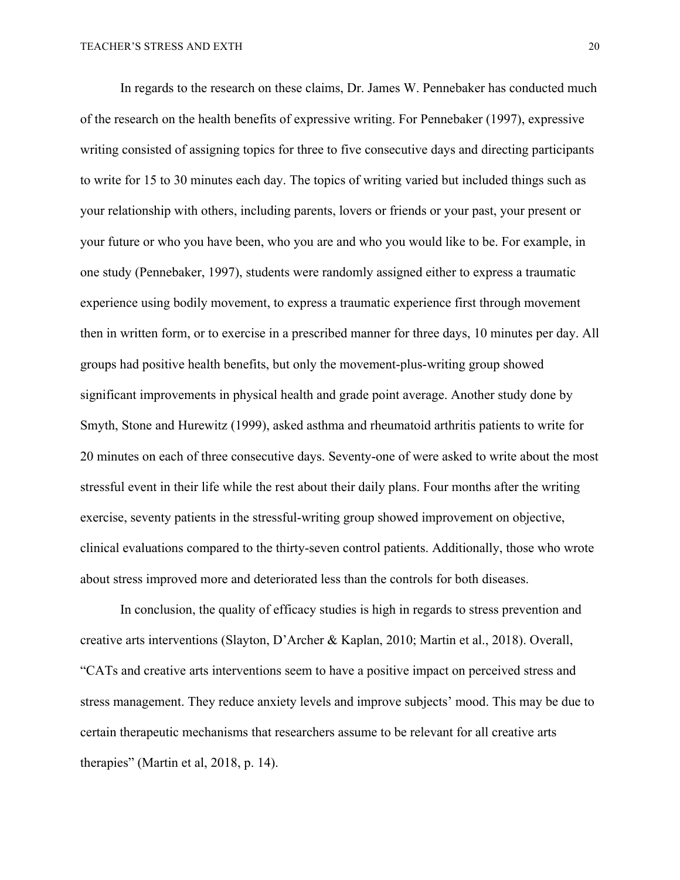In regards to the research on these claims, Dr. James W. Pennebaker has conducted much of the research on the health benefits of expressive writing. For Pennebaker (1997), expressive writing consisted of assigning topics for three to five consecutive days and directing participants to write for 15 to 30 minutes each day. The topics of writing varied but included things such as your relationship with others, including parents, lovers or friends or your past, your present or your future or who you have been, who you are and who you would like to be. For example, in one study (Pennebaker, 1997), students were randomly assigned either to express a traumatic experience using bodily movement, to express a traumatic experience first through movement then in written form, or to exercise in a prescribed manner for three days, 10 minutes per day. All groups had positive health benefits, but only the movement-plus-writing group showed significant improvements in physical health and grade point average. Another study done by Smyth, Stone and Hurewitz (1999), asked asthma and rheumatoid arthritis patients to write for 20 minutes on each of three consecutive days. Seventy-one of were asked to write about the most stressful event in their life while the rest about their daily plans. Four months after the writing exercise, seventy patients in the stressful-writing group showed improvement on objective, clinical evaluations compared to the thirty-seven control patients. Additionally, those who wrote about stress improved more and deteriorated less than the controls for both diseases.

In conclusion, the quality of efficacy studies is high in regards to stress prevention and creative arts interventions (Slayton, D'Archer & Kaplan, 2010; Martin et al., 2018). Overall, "CATs and creative arts interventions seem to have a positive impact on perceived stress and stress management. They reduce anxiety levels and improve subjects' mood. This may be due to certain therapeutic mechanisms that researchers assume to be relevant for all creative arts therapies" (Martin et al, 2018, p. 14).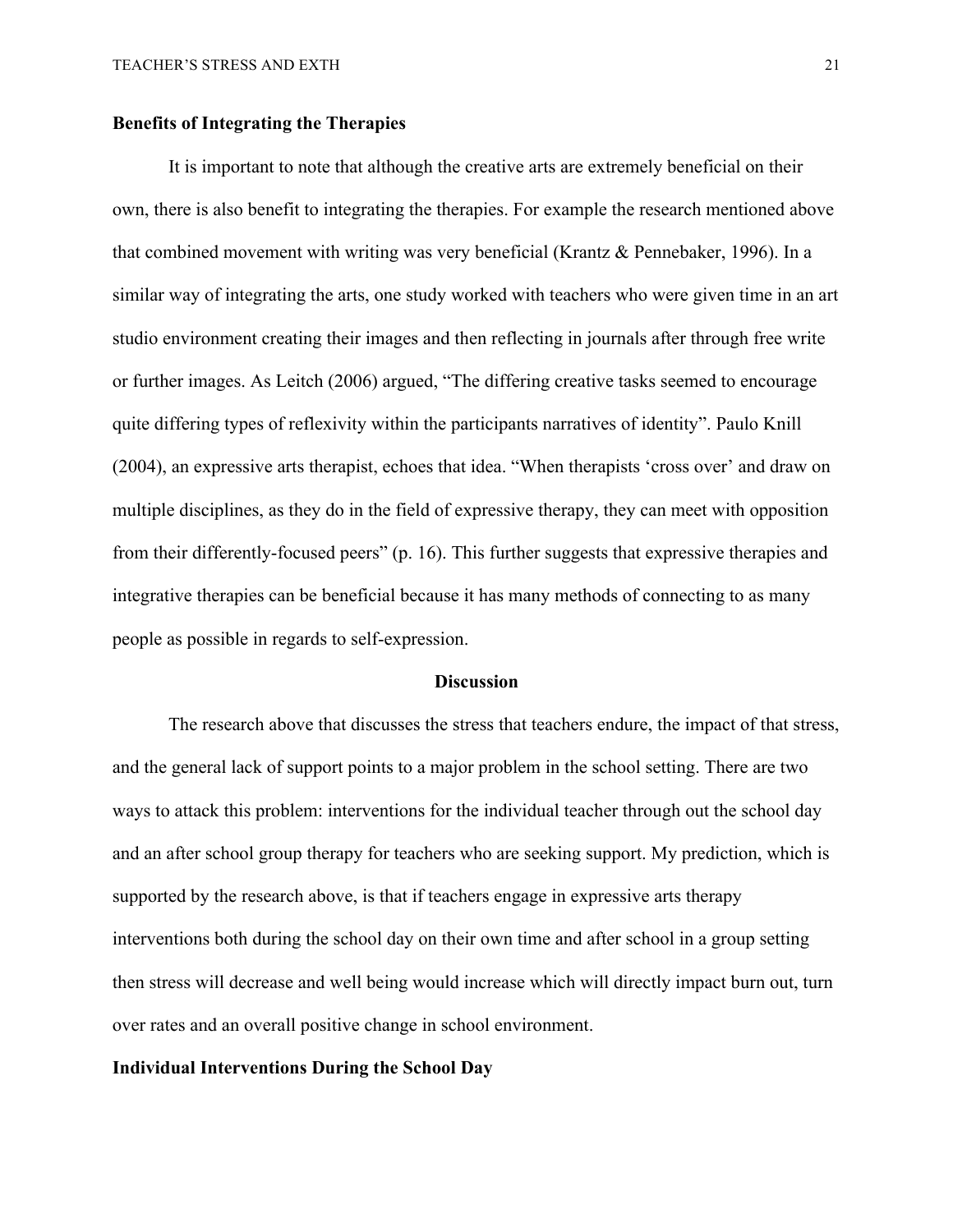**Benefits of Integrating the Therapies**

It is important to note that although the creative arts are extremely beneficial on their own, there is also benefit to integrating the therapies. For example the research mentioned above that combined movement with writing was very beneficial (Krantz & Pennebaker, 1996). In a similar way of integrating the arts, one study worked with teachers who were given time in an art studio environment creating their images and then reflecting in journals after through free write or further images. As Leitch (2006) argued, "The differing creative tasks seemed to encourage quite differing types of reflexivity within the participants narratives of identity". Paulo Knill (2004), an expressive arts therapist, echoes that idea. "When therapists 'cross over' and draw on multiple disciplines, as they do in the field of expressive therapy, they can meet with opposition from their differently-focused peers" (p. 16). This further suggests that expressive therapies and integrative therapies can be beneficial because it has many methods of connecting to as many people as possible in regards to self-expression.

## Discussion

The research above that discusses the stress that teachers endure, the impact of that stress, and the general lack of support points to a major problem in the school setting. There are two ways to attack this problem: interventions for the individual teacher through out the school day and an after school group therapy for teachers who are seeking support. My prediction, which is supported by the research above, is that if teachers engage in expressive arts therapy interventions both during the school day on their own time and after school in a group setting then stress will decrease and well being would increase which will directly impact burn out, turn over rates and an overall positive change in school environment.

**Individual Interventions During the School Day**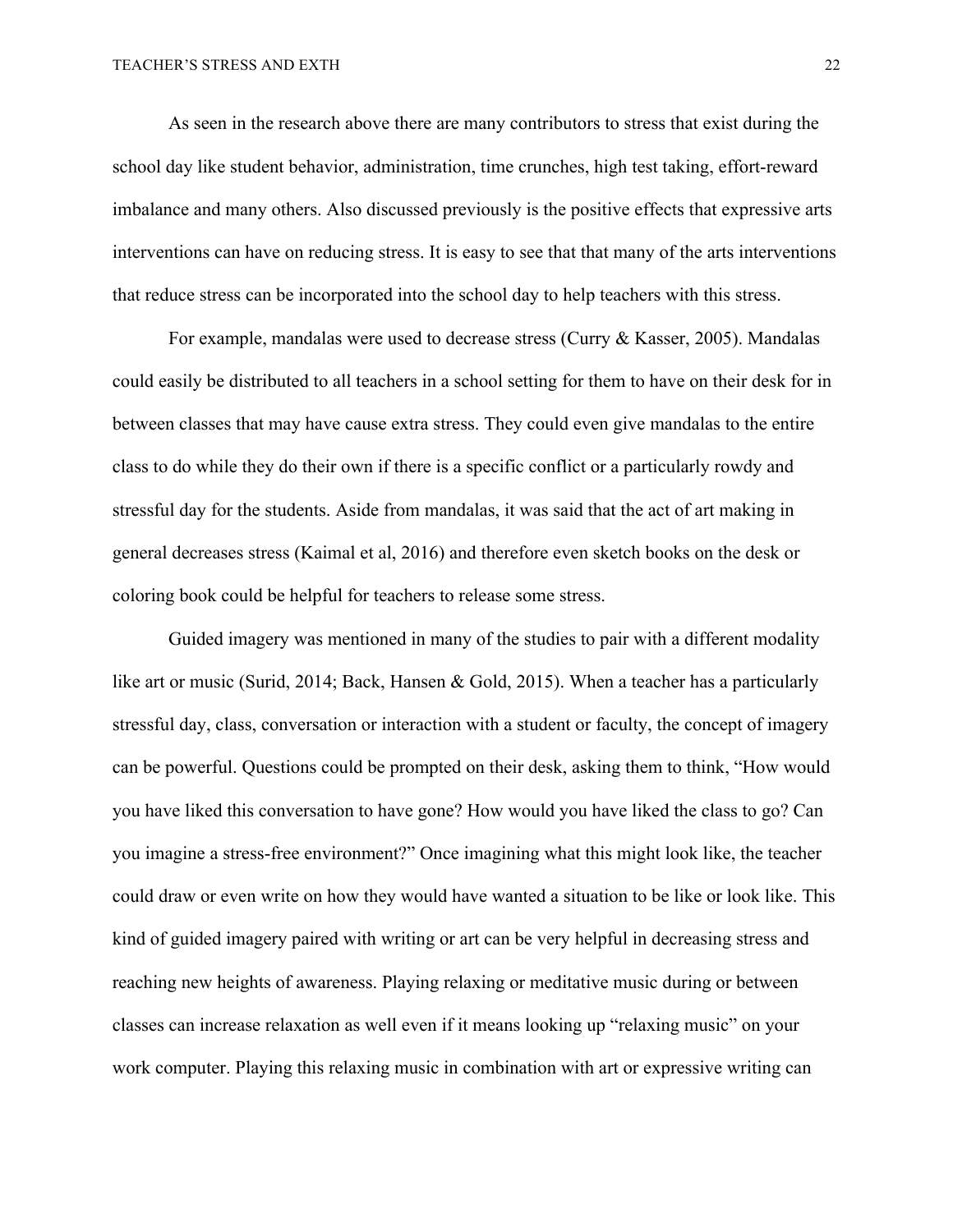As seen in the research above there are many contributors to stress that exist during the school day like student behavior, administration, time crunches, high test taking, effort-reward imbalance and many others. Also discussed previously is the positive effects that expressive arts interventions can have on reducing stress. It is easy to see that that many of the arts interventions that reduce stress can be incorporated into the school day to help teachers with this stress.

For example, mandalas were used to decrease stress (Curry & Kasser, 2005). Mandalas could easily be distributed to all teachers in a school setting for them to have on their desk for in between classes that may have cause extra stress. They could even give mandalas to the entire class to do while they do their own if there is a specific conflict or a particularly rowdy and stressful day for the students. Aside from mandalas, it was said that the act of art making in general decreases stress (Kaimal et al, 2016) and therefore even sketch books on the desk or coloring book could be helpful for teachers to release some stress.

Guided imagery was mentioned in many of the studies to pair with a different modality like art or music (Surid, 2014; Back, Hansen & Gold, 2015). When a teacher has a particularly stressful day, class, conversation or interaction with a student or faculty, the concept of imagery can be powerful. Questions could be prompted on their desk, asking them to think, "How would you have liked this conversation to have gone? How would you have liked the class to go? Can you imagine a stress-free environment?" Once imagining what this might look like, the teacher could draw or even write on how they would have wanted a situation to be like or look like. This kind of guided imagery paired with writing or art can be very helpful in decreasing stress and reaching new heights of awareness. Playing relaxing or meditative music during or between classes can increase relaxation as well even if it means looking up "relaxing music" on your work computer. Playing this relaxing music in combination with art or expressive writing can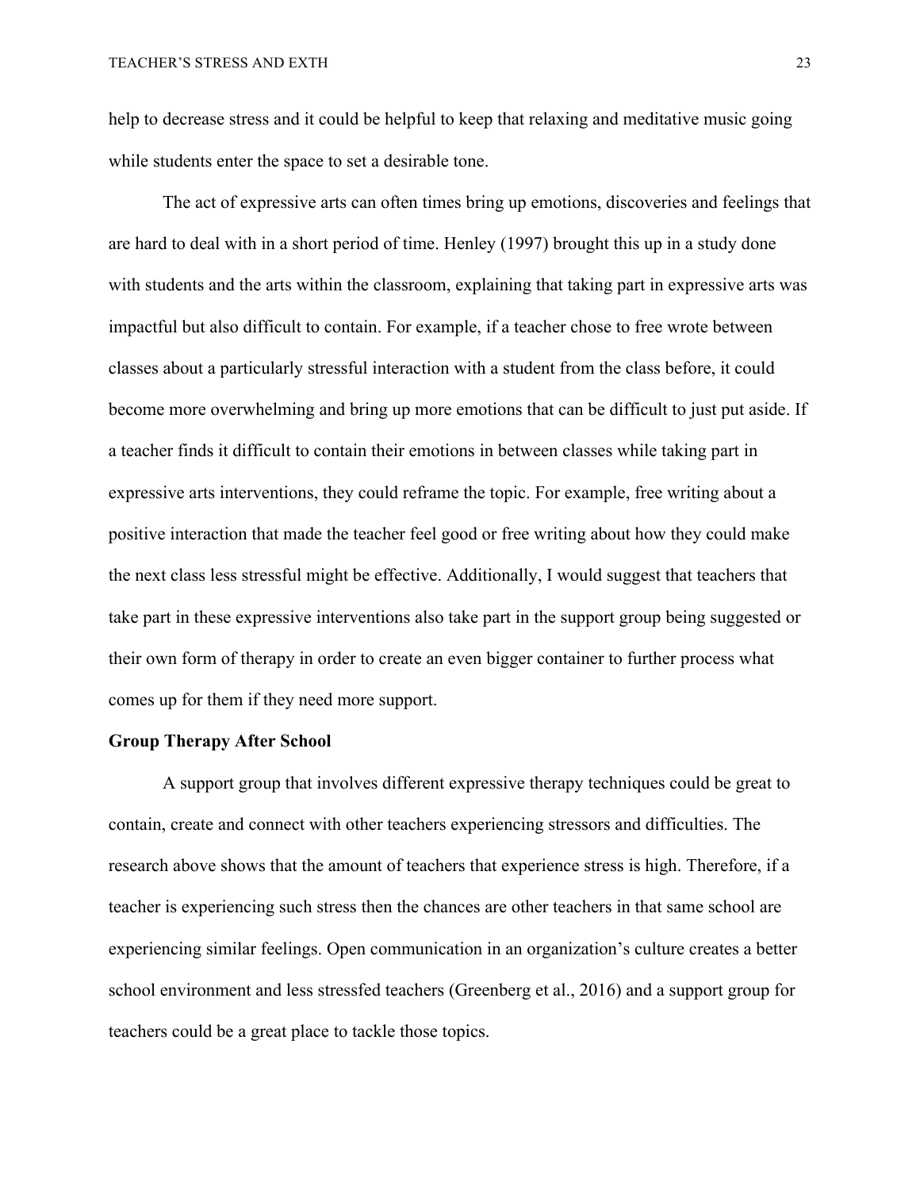help to decrease stress and it could be helpful to keep that relaxing and meditative music going while students enter the space to set a desirable tone.

The act of expressive arts can often times bring up emotions, discoveries and feelings that are hard to deal with in a short period of time. Henley (1997) brought this up in a study done with students and the arts within the classroom, explaining that taking part in expressive arts was impactful but also difficult to contain. For example, if a teacher chose to free wrote between classes about a particularly stressful interaction with a student from the class before, it could become more overwhelming and bring up more emotions that can be difficult to just put aside. If a teacher finds it difficult to contain their emotions in between classes while taking part in expressive arts interventions, they could reframe the topic. For example, free writing about a positive interaction that made the teacher feel good or free writing about how they could make the next class less stressful might be effective. Additionally, I would suggest that teachers that take part in these expressive interventions also take part in the support group being suggested or their own form of therapy in order to create an even bigger container to further process what comes up for them if they need more support.

**Group Therapy After School**

A support group that involves different expressive therapy techniques could be great to contain, create and connect with other teachers experiencing stressors and difficulties. The research above shows that the amount of teachers that experience stress is high. Therefore, if a teacher is experiencing such stress then the chances are other teachers in that same school are experiencing similar feelings. Open communication in an organization's culture creates a better school environment and less stressfed teachers (Greenberg et al., 2016) and a support group for teachers could be a great place to tackle those topics.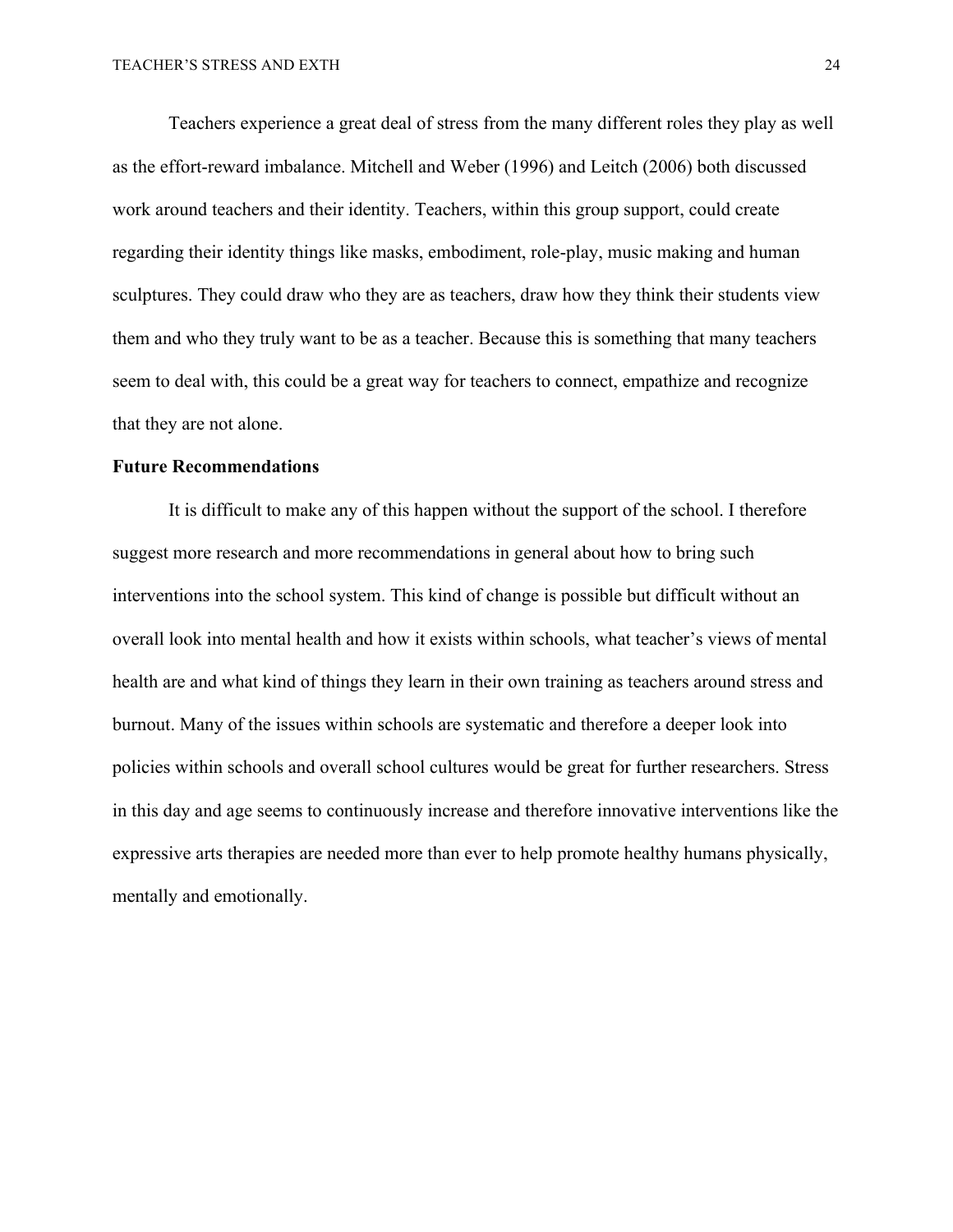Teachers experience a great deal of stress from the many different roles they play as well as the effort-reward imbalance. Mitchell and Weber (1996) and Leitch (2006) both discussed work around teachers and their identity. Teachers, within this group support, could create regarding their identity things like masks, embodiment, role-play, music making and human sculptures. They could draw who they are as teachers, draw how they think their students view them and who they truly want to be as a teacher. Because this is something that many teachers seem to deal with, this could be a great way for teachers to connect, empathize and recognize that they are not alone.

**Future Recommendations**

It is difficult to make any of this happen without the support of the school. I therefore suggest more research and more recommendations in general about how to bring such interventions into the school system. This kind of change is possible but difficult without an overall look into mental health and how it exists within schools, what teacher's views of mental health are and what kind of things they learn in their own training as teachers around stress and burnout. Many of the issues within schools are systematic and therefore a deeper look into policies within schools and overall school cultures would be great for further researchers. Stress in this day and age seems to continuously increase and therefore innovative interventions like the expressive arts therapies are needed more than ever to help promote healthy humans physically, mentally and emotionally.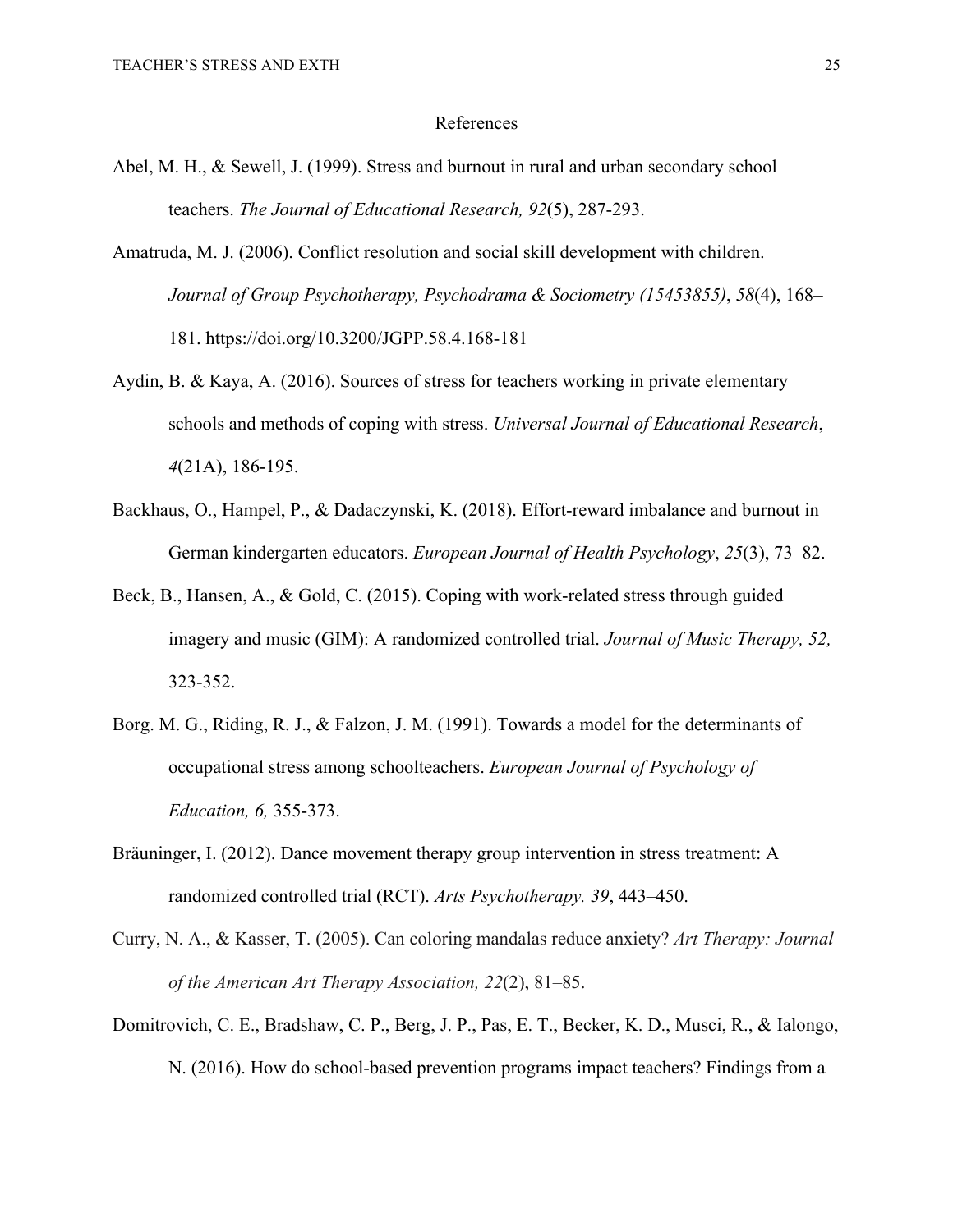# References

Abel, M. H., & Sewell, J. (1999). Stress and burnout in rural and urban secondary school teachers. *The Journal of Educational Research, 92*(5), 287-293.

Amatruda, M. J. (2006). Conflict resolution and social skill development with children. *Journal of Group Psychotherapy, Psychodrama & Sociometry (15453855)*, *58*(4), 168–181. https://doi.org/10.3200/JGPP.58.4.168-181

Aydin, B. & Kaya, A. (2016). Sources of stress for teachers working in private elementary schools and methods of coping with stress. *Universal Journal of Educational Research*, *4*(21A), 186-195.

Backhaus, O., Hampel, P., & Dadaczynski, K. (2018). Effort-reward imbalance and burnout in German kindergarten educators. *European Journal of Health Psychology*, *25*(3), 73–82.

Beck, B., Hansen, A., & Gold, C. (2015). Coping with work-related stress through guided imagery and music (GIM): A randomized controlled trial. *Journal of Music Therapy, 52,* 323-352.

Borg. M. G., Riding, R. J., & Falzon, J. M. (1991). Towards a model for the determinants of occupational stress among schoolteachers. *European Journal of Psychology of Education, 6,* 355-373.

Bräuninger, I. (2012). Dance movement therapy group intervention in stress treatment: A randomized controlled trial (RCT). *Arts Psychotherapy. 39*, 443–450.

Curry, N. A., & Kasser, T. (2005). Can coloring mandalas reduce anxiety? *Art Therapy: Journal of the American Art Therapy Association, 22*(2), 81–85.

Domitrovich, C. E., Bradshaw, C. P., Berg, J. P., Pas, E. T., Becker, K. D., Musci, R., & Ialongo, N. (2016). How do school-based prevention programs impact teachers? Findings from a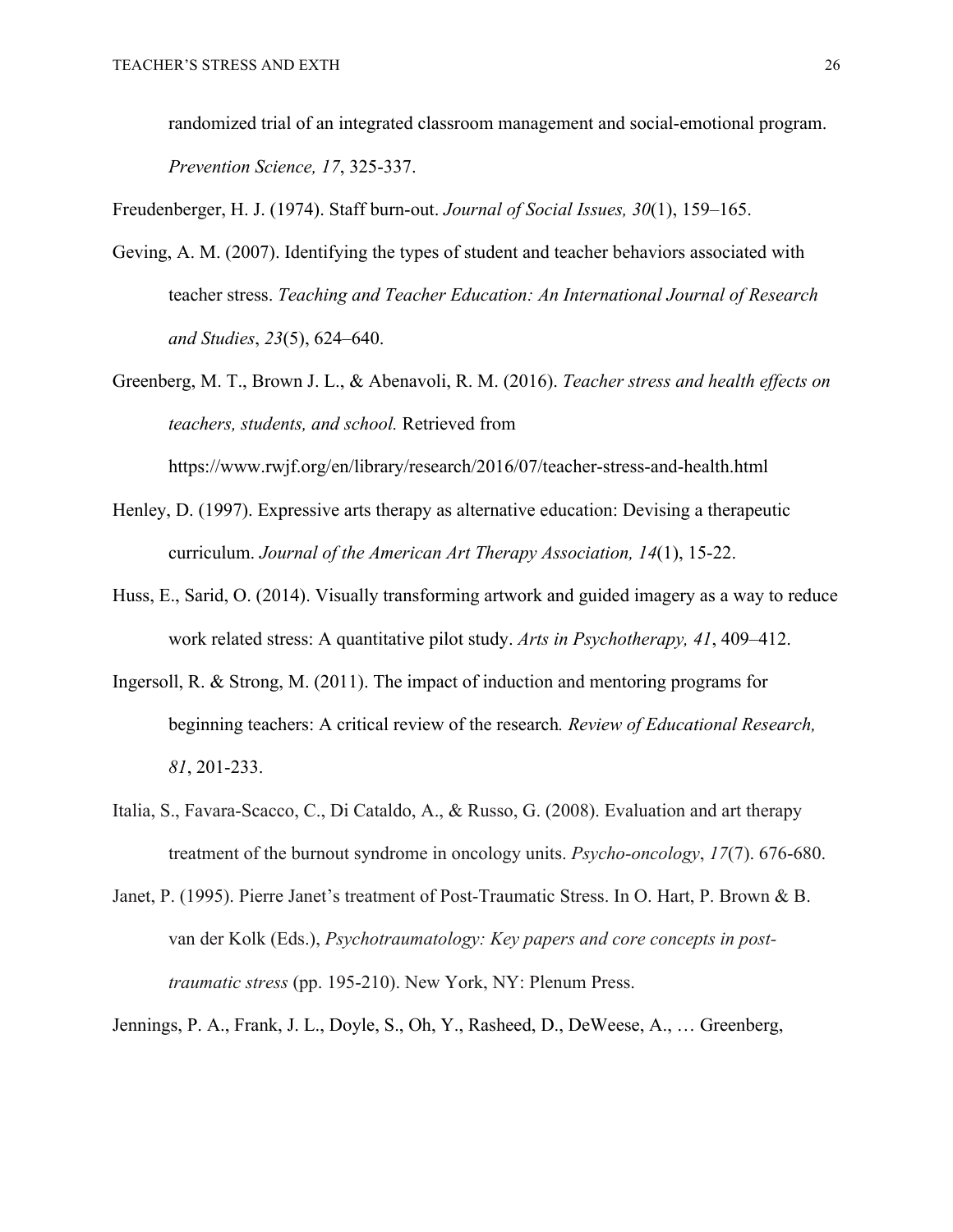randomized trial of an integrated classroom management and social-emotional program. *Prevention Science, 17*, 325-337.

Freudenberger, H. J. (1974). Staff burn-out. *Journal of Social Issues, 30*(1), 159–165.

Geving, A. M. (2007). Identifying the types of student and teacher behaviors associated with teacher stress. *Teaching and Teacher Education: An International Journal of Research and Studies*, *23*(5), 624–640.

Greenberg, M. T., Brown J. L., & Abenavoli, R. M. (2016). *Teacher stress and health effects on teachers, students, and school.* Retrieved from https://www.rwjf.org/en/library/research/2016/07/teacher-stress-and-health.html

Henley, D. (1997). Expressive arts therapy as alternative education: Devising a therapeutic curriculum. *Journal of the American Art Therapy Association, 14*(1), 15-22.

Huss, E., Sarid, O. (2014). Visually transforming artwork and guided imagery as a way to reduce work related stress: A quantitative pilot study. *Arts in Psychotherapy, 41*, 409–412.

Ingersoll, R. & Strong, M. (2011). The impact of induction and mentoring programs for beginning teachers: A critical review of the research*. Review of Educational Research, 81*, 201-233.

Italia, S., Favara-Scacco, C., Di Cataldo, A., & Russo, G. (2008). Evaluation and art therapy treatment of the burnout syndrome in oncology units. *Psycho-oncology*, *17*(7). 676-680.

Janet, P. (1995). Pierre Janet's treatment of Post-Traumatic Stress. In O. Hart, P. Brown & B. van der Kolk (Eds.), *Psychotraumatology: Key papers and core concepts in post-traumatic stress* (pp. 195-210). New York, NY: Plenum Press.

Jennings, P. A., Frank, J. L., Doyle, S., Oh, Y., Rasheed, D., DeWeese, A., … Greenberg,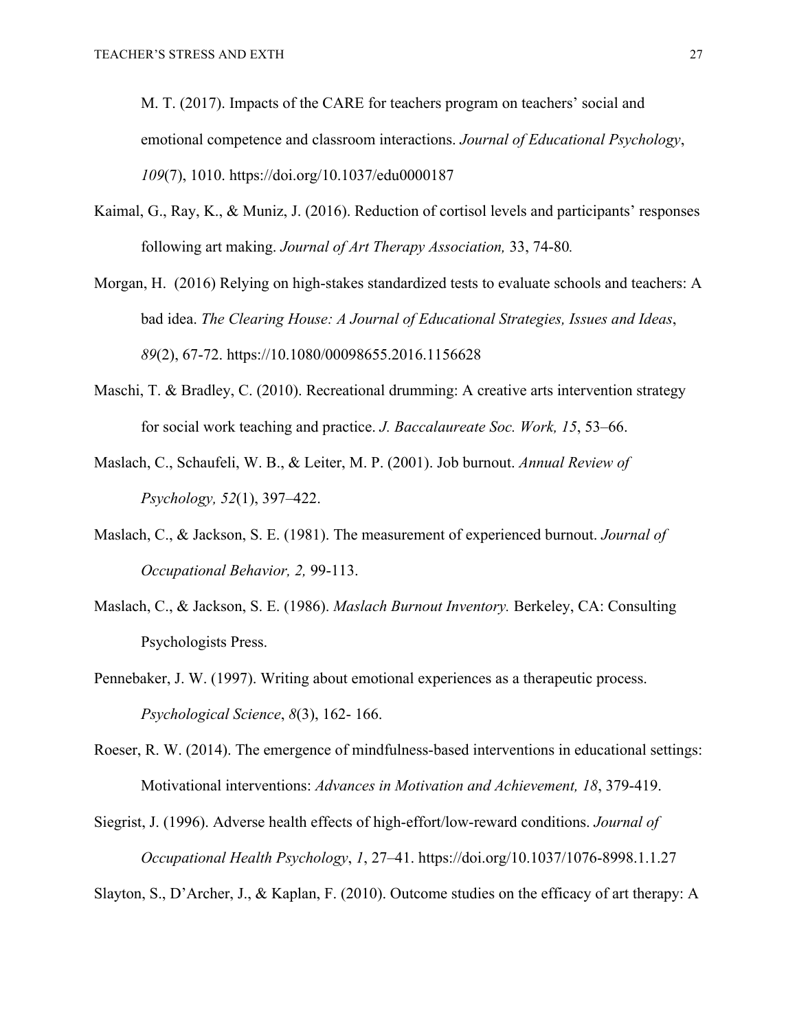M. T. (2017). Impacts of the CARE for teachers program on teachers' social and emotional competence and classroom interactions. *Journal of Educational Psychology*, *109*(7), 1010. https://doi.org/10.1037/edu0000187

Kaimal, G., Ray, K., & Muniz, J. (2016). Reduction of cortisol levels and participants' responses following art making. *Journal of Art Therapy Association,* 33, 74-80*.*

Morgan, H. (2016) Relying on high-stakes standardized tests to evaluate schools and teachers: A bad idea. *The Clearing House: A Journal of Educational Strategies, Issues and Ideas*, *89*(2), 67-72. https://10.1080/00098655.2016.1156628

Maschi, T. & Bradley, C. (2010). Recreational drumming: A creative arts intervention strategy for social work teaching and practice. *J. Baccalaureate Soc. Work, 15*, 53–66.

Maslach, C., Schaufeli, W. B., & Leiter, M. P. (2001). Job burnout. *Annual Review of Psychology, 52*(1), 397–422.

Maslach, C., & Jackson, S. E. (1981). The measurement of experienced burnout. *Journal of Occupational Behavior, 2,* 99-113.

Maslach, C., & Jackson, S. E. (1986). *Maslach Burnout Inventory.* Berkeley, CA: Consulting Psychologists Press.

Pennebaker, J. W. (1997). Writing about emotional experiences as a therapeutic process. *Psychological Science*, *8*(3), 162- 166.

Roeser, R. W. (2014). The emergence of mindfulness-based interventions in educational settings: Motivational interventions: *Advances in Motivation and Achievement, 18*, 379-419.

Siegrist, J. (1996). Adverse health effects of high-effort/low-reward conditions. *Journal of Occupational Health Psychology*, *1*, 27–41. https://doi.org/10.1037/1076-8998.1.1.27

Slayton, S., D'Archer, J., & Kaplan, F. (2010). Outcome studies on the efficacy of art therapy: A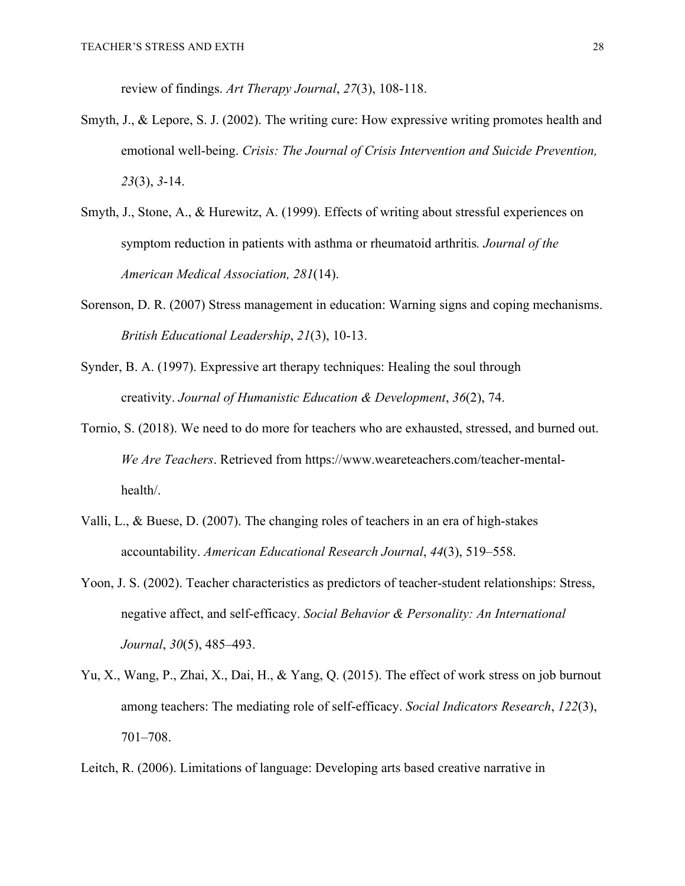review of findings. *Art Therapy Journal*, *27*(3), 108-118.

Smyth, J., & Lepore, S. J. (2002). The writing cure: How expressive writing promotes health and emotional well-being. *Crisis: The Journal of Crisis Intervention and Suicide Prevention, 23*(3), *3*-14.

Smyth, J., Stone, A., & Hurewitz, A. (1999). Effects of writing about stressful experiences on symptom reduction in patients with asthma or rheumatoid arthritis*. Journal of the American Medical Association, 281*(14).

Sorenson, D. R. (2007) Stress management in education: Warning signs and coping mechanisms. *British Educational Leadership*, *21*(3), 10-13.

Synder, B. A. (1997). Expressive art therapy techniques: Healing the soul through creativity. *Journal of Humanistic Education & Development*, *36*(2), 74.

Tornio, S. (2018). We need to do more for teachers who are exhausted, stressed, and burned out. *We Are Teachers*. Retrieved from https://www.weareteachers.com/teacher-mental-health/.

Valli, L., & Buese, D. (2007). The changing roles of teachers in an era of high-stakes accountability. *American Educational Research Journal*, *44*(3), 519–558.

Yoon, J. S. (2002). Teacher characteristics as predictors of teacher-student relationships: Stress, negative affect, and self-efficacy. *Social Behavior & Personality: An International Journal*, *30*(5), 485–493.

Yu, X., Wang, P., Zhai, X., Dai, H., & Yang, Q. (2015). The effect of work stress on job burnout among teachers: The mediating role of self-efficacy. *Social Indicators Research*, *122*(3), 701–708.

Leitch, R. (2006). Limitations of language: Developing arts based creative narrative in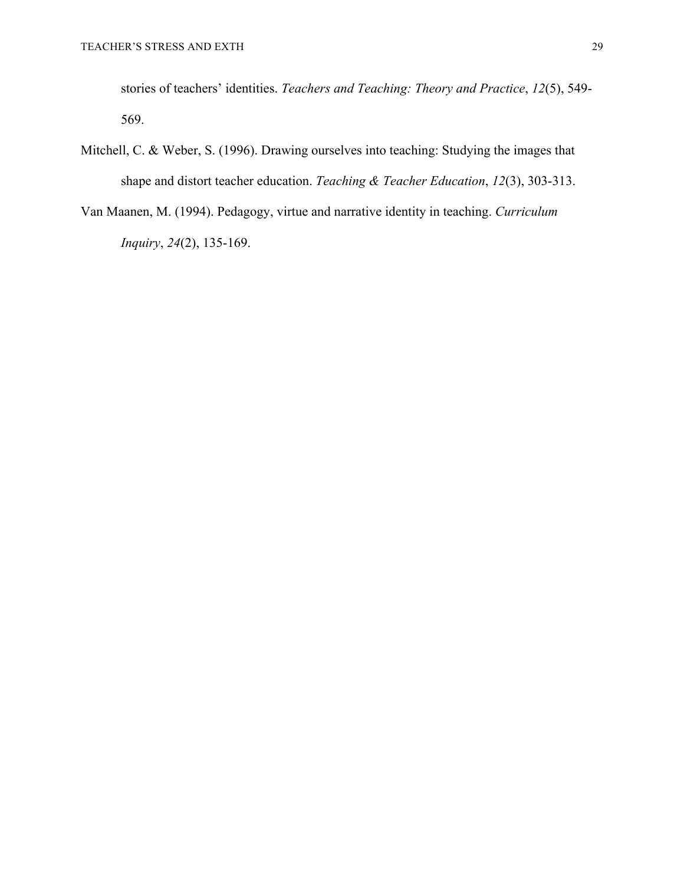stories of teachers' identities. *Teachers and Teaching: Theory and Practice*, *12*(5), 549-569.

Mitchell, C. & Weber, S. (1996). Drawing ourselves into teaching: Studying the images that shape and distort teacher education. *Teaching & Teacher Education*, *12*(3), 303-313.

Van Maanen, M. (1994). Pedagogy, virtue and narrative identity in teaching. *Curriculum Inquiry*, *24*(2), 135-169.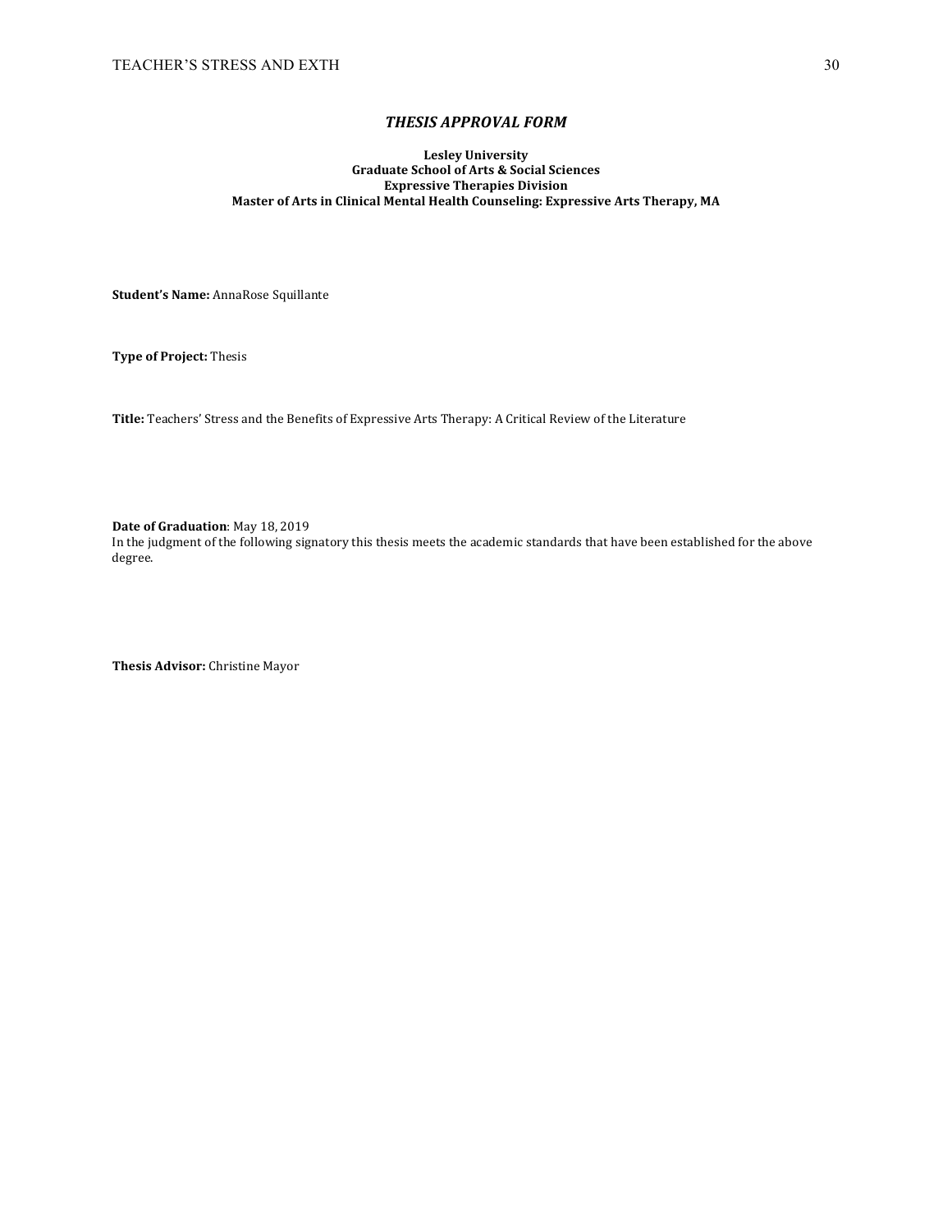## *THESIS APPROVAL FORM*

**Lesley University**
**Graduate School of Arts & Social Sciences**
**Expressive Therapies Division**
**Master of Arts in Clinical Mental Health Counseling: Expressive Arts Therapy, MA**

**Student's Name:** AnnaRose Squillante

**Type of Project:** Thesis

**Title:** Teachers' Stress and the Benefits of Expressive Arts Therapy: A Critical Review of the Literature

**Date of Graduation**: May 18, 2019
In the judgment of the following signatory this thesis meets the academic standards that have been established for the above degree.

**Thesis Advisor:** Christine Mayor